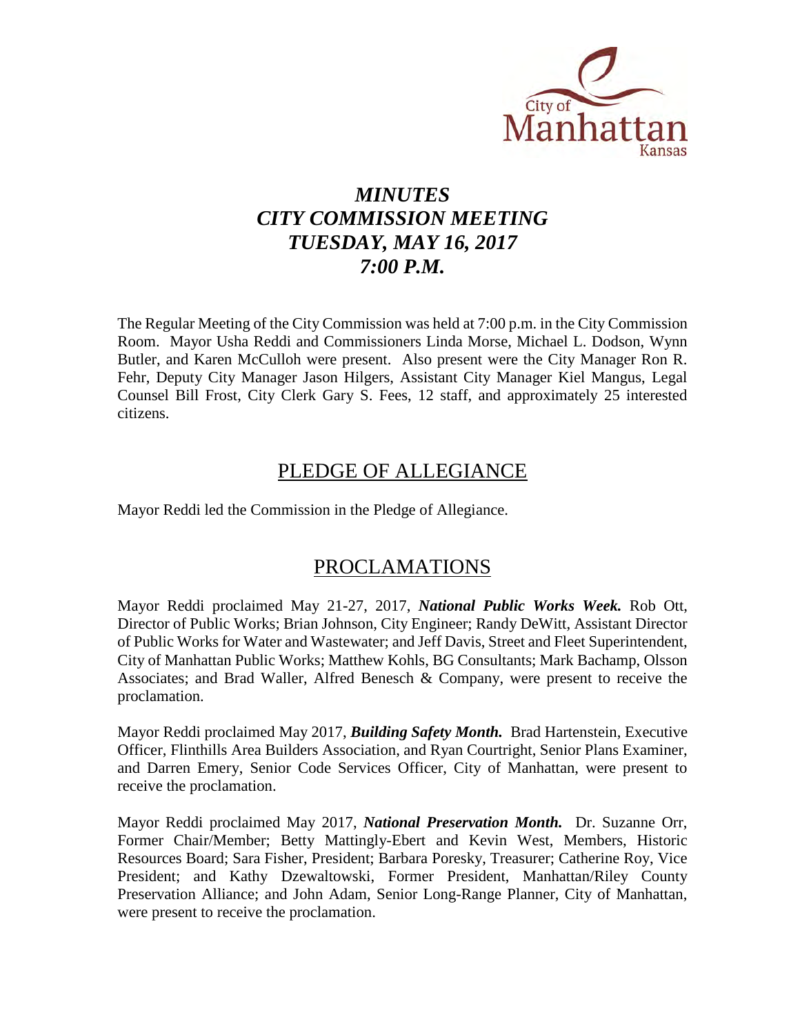City of Manhattan Kansas

# *MINUTES*
# *CITY COMMISSION MEETING*
# *TUESDAY, MAY 16, 2017*
# *7:00 P.M.*

The Regular Meeting of the City Commission was held at 7:00 p.m. in the City Commission Room. Mayor Usha Reddi and Commissioners Linda Morse, Michael L. Dodson, Wynn Butler, and Karen McCulloh were present. Also present were the City Manager Ron R. Fehr, Deputy City Manager Jason Hilgers, Assistant City Manager Kiel Mangus, Legal Counsel Bill Frost, City Clerk Gary S. Fees, 12 staff, and approximately 25 interested citizens.

## PLEDGE OF ALLEGIANCE

Mayor Reddi led the Commission in the Pledge of Allegiance.

## PROCLAMATIONS

Mayor Reddi proclaimed May 21-27, 2017, ***National Public Works Week.*** Rob Ott, Director of Public Works; Brian Johnson, City Engineer; Randy DeWitt, Assistant Director of Public Works for Water and Wastewater; and Jeff Davis, Street and Fleet Superintendent, City of Manhattan Public Works; Matthew Kohls, BG Consultants; Mark Bachamp, Olsson Associates; and Brad Waller, Alfred Benesch & Company, were present to receive the proclamation.

Mayor Reddi proclaimed May 2017, ***Building Safety Month.*** Brad Hartenstein, Executive Officer, Flinthills Area Builders Association, and Ryan Courtright, Senior Plans Examiner, and Darren Emery, Senior Code Services Officer, City of Manhattan, were present to receive the proclamation.

Mayor Reddi proclaimed May 2017, ***National Preservation Month.*** Dr. Suzanne Orr, Former Chair/Member; Betty Mattingly-Ebert and Kevin West, Members, Historic Resources Board; Sara Fisher, President; Barbara Poresky, Treasurer; Catherine Roy, Vice President; and Kathy Dzewaltowski, Former President, Manhattan/Riley County Preservation Alliance; and John Adam, Senior Long-Range Planner, City of Manhattan, were present to receive the proclamation.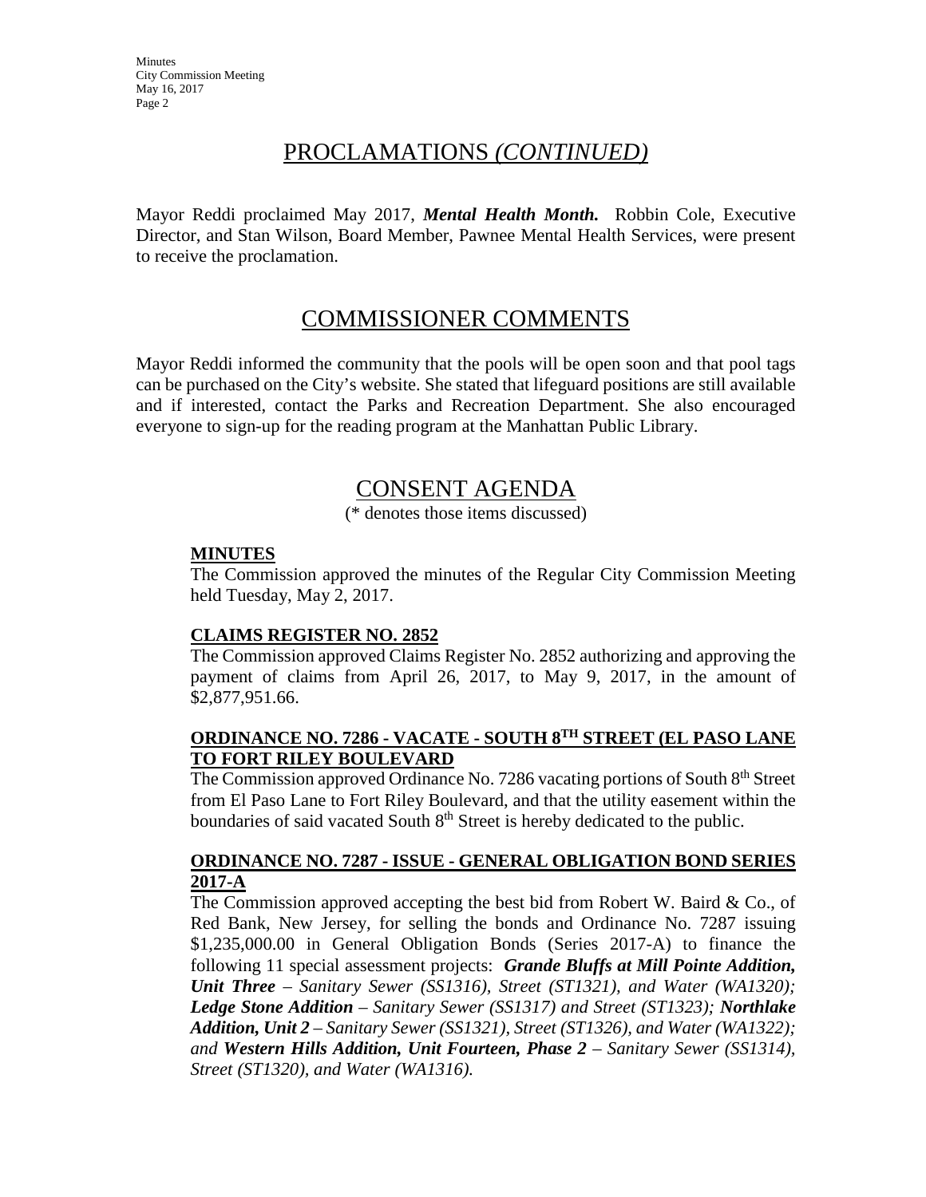## PROCLAMATIONS *(CONTINUED)*

Mayor Reddi proclaimed May 2017, ***Mental Health Month.*** Robbin Cole, Executive Director, and Stan Wilson, Board Member, Pawnee Mental Health Services, were present to receive the proclamation.

## COMMISSIONER COMMENTS

Mayor Reddi informed the community that the pools will be open soon and that pool tags can be purchased on the City's website. She stated that lifeguard positions are still available and if interested, contact the Parks and Recreation Department. She also encouraged everyone to sign-up for the reading program at the Manhattan Public Library.

## CONSENT AGENDA

(* denotes those items discussed)

### MINUTES

The Commission approved the minutes of the Regular City Commission Meeting held Tuesday, May 2, 2017.

### CLAIMS REGISTER NO. 2852

The Commission approved Claims Register No. 2852 authorizing and approving the payment of claims from April 26, 2017, to May 9, 2017, in the amount of $2,877,951.66.

### ORDINANCE NO. 7286 - VACATE - SOUTH 8TH STREET (EL PASO LANE TO FORT RILEY BOULEVARD

The Commission approved Ordinance No. 7286 vacating portions of South 8th Street from El Paso Lane to Fort Riley Boulevard, and that the utility easement within the boundaries of said vacated South 8th Street is hereby dedicated to the public.

### ORDINANCE NO. 7287 - ISSUE - GENERAL OBLIGATION BOND SERIES 2017-A

The Commission approved accepting the best bid from Robert W. Baird & Co., of Red Bank, New Jersey, for selling the bonds and Ordinance No. 7287 issuing $1,235,000.00 in General Obligation Bonds (Series 2017-A) to finance the following 11 special assessment projects: ***Grande Bluffs at Mill Pointe Addition, Unit Three*** *– Sanitary Sewer (SS1316), Street (ST1321), and Water (WA1320);* ***Ledge Stone Addition*** *– Sanitary Sewer (SS1317) and Street (ST1323);* ***Northlake Addition, Unit 2*** *– Sanitary Sewer (SS1321), Street (ST1326), and Water (WA1322); and* ***Western Hills Addition, Unit Fourteen, Phase 2*** *– Sanitary Sewer (SS1314), Street (ST1320), and Water (WA1316).*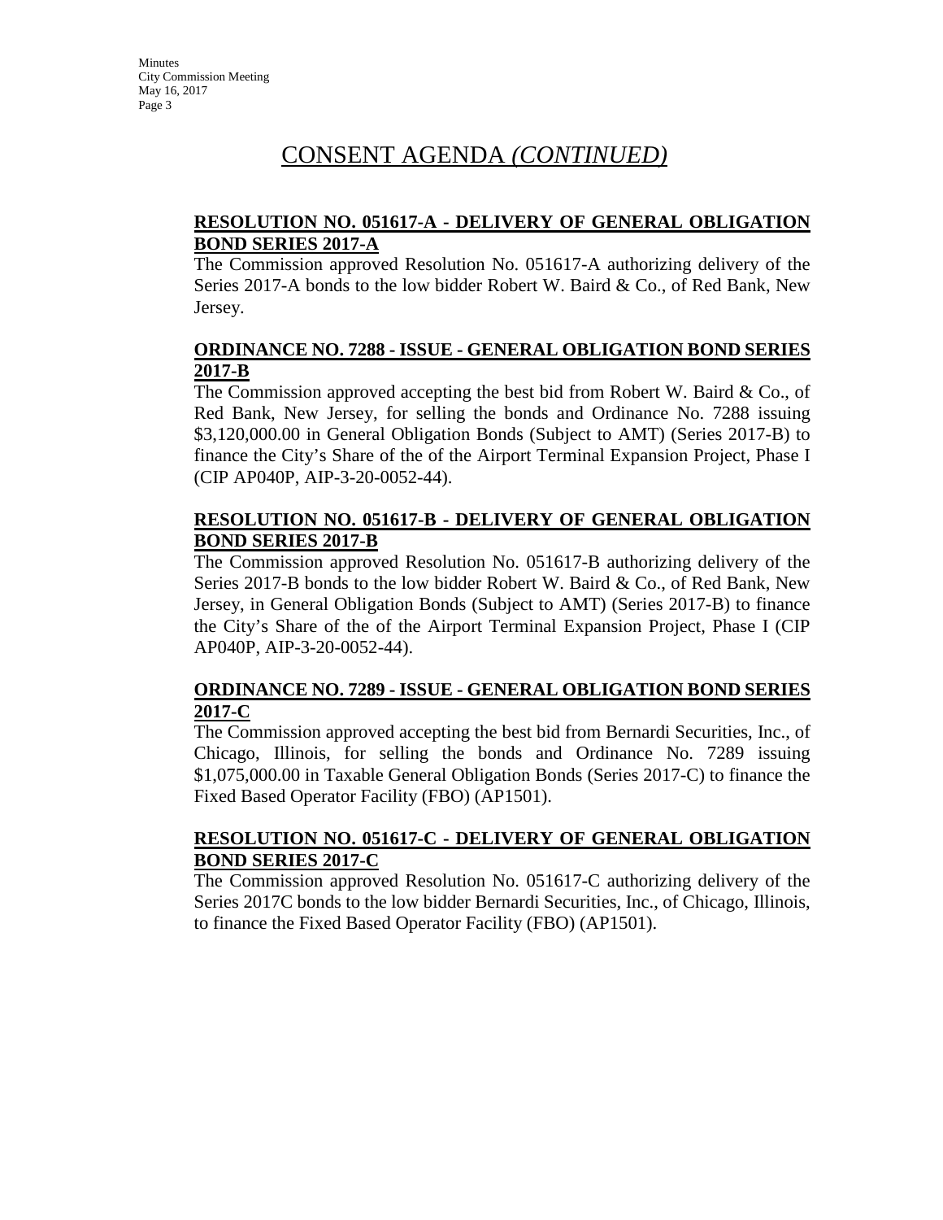# CONSENT AGENDA *(CONTINUED)*

**RESOLUTION NO. 051617-A - DELIVERY OF GENERAL OBLIGATION BOND SERIES 2017-A**

The Commission approved Resolution No. 051617-A authorizing delivery of the Series 2017-A bonds to the low bidder Robert W. Baird & Co., of Red Bank, New Jersey.

**ORDINANCE NO. 7288 - ISSUE - GENERAL OBLIGATION BOND SERIES 2017-B**

The Commission approved accepting the best bid from Robert W. Baird & Co., of Red Bank, New Jersey, for selling the bonds and Ordinance No. 7288 issuing $3,120,000.00 in General Obligation Bonds (Subject to AMT) (Series 2017-B) to finance the City's Share of the of the Airport Terminal Expansion Project, Phase I (CIP AP040P, AIP-3-20-0052-44).

**RESOLUTION NO. 051617-B - DELIVERY OF GENERAL OBLIGATION BOND SERIES 2017-B**

The Commission approved Resolution No. 051617-B authorizing delivery of the Series 2017-B bonds to the low bidder Robert W. Baird & Co., of Red Bank, New Jersey, in General Obligation Bonds (Subject to AMT) (Series 2017-B) to finance the City's Share of the of the Airport Terminal Expansion Project, Phase I (CIP AP040P, AIP-3-20-0052-44).

**ORDINANCE NO. 7289 - ISSUE - GENERAL OBLIGATION BOND SERIES 2017-C**

The Commission approved accepting the best bid from Bernardi Securities, Inc., of Chicago, Illinois, for selling the bonds and Ordinance No. 7289 issuing $1,075,000.00 in Taxable General Obligation Bonds (Series 2017-C) to finance the Fixed Based Operator Facility (FBO) (AP1501).

**RESOLUTION NO. 051617-C - DELIVERY OF GENERAL OBLIGATION BOND SERIES 2017-C**

The Commission approved Resolution No. 051617-C authorizing delivery of the Series 2017C bonds to the low bidder Bernardi Securities, Inc., of Chicago, Illinois, to finance the Fixed Based Operator Facility (FBO) (AP1501).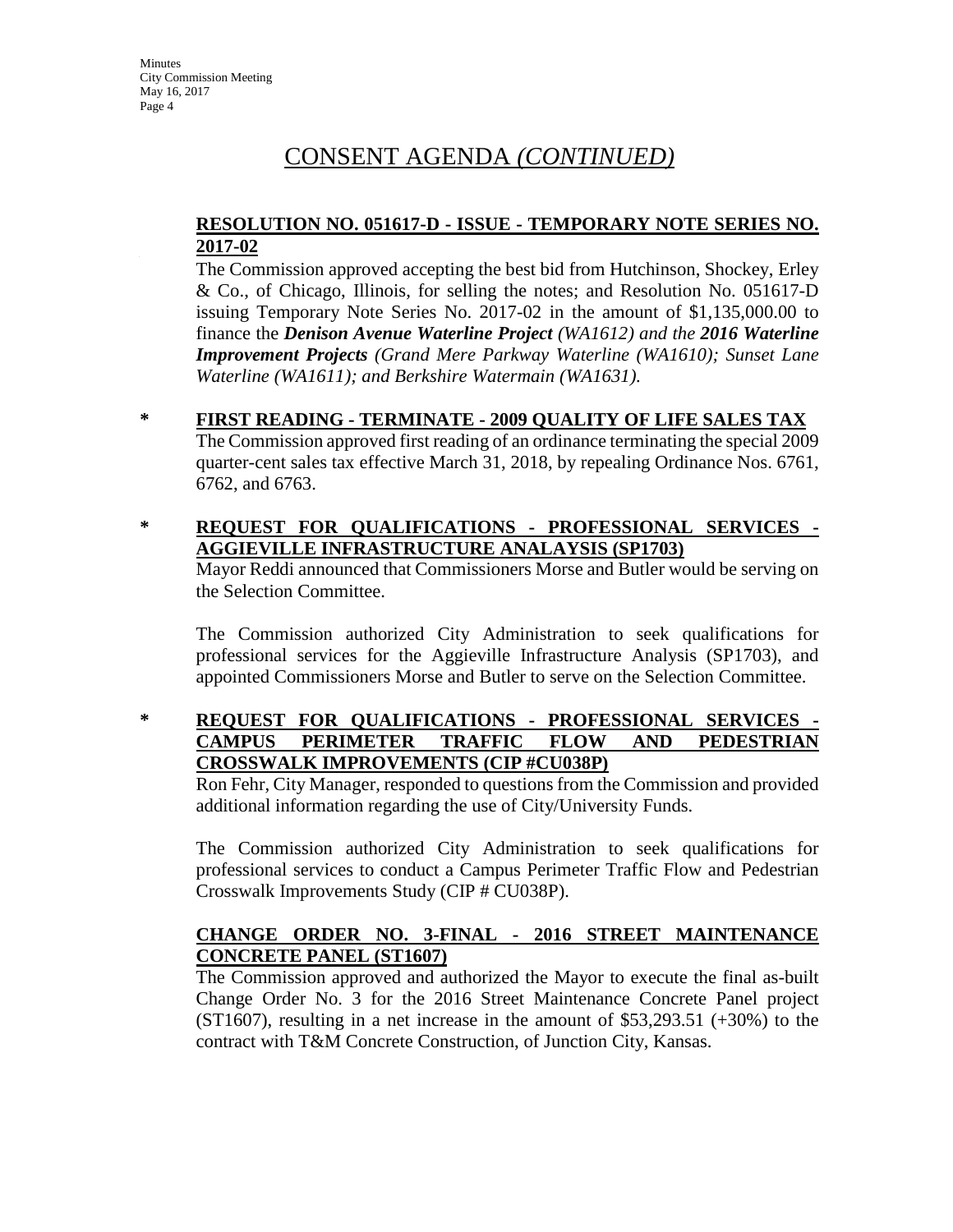# CONSENT AGENDA *(CONTINUED)*

**RESOLUTION NO. 051617-D - ISSUE - TEMPORARY NOTE SERIES NO. 2017-02**

The Commission approved accepting the best bid from Hutchinson, Shockey, Erley & Co., of Chicago, Illinois, for selling the notes; and Resolution No. 051617-D issuing Temporary Note Series No. 2017-02 in the amount of $1,135,000.00 to finance the ***Denison Avenue Waterline Project*** *(WA1612) and the* ***2016 Waterline Improvement Projects*** *(Grand Mere Parkway Waterline (WA1610); Sunset Lane Waterline (WA1611); and Berkshire Watermain (WA1631).*

\* **FIRST READING - TERMINATE - 2009 QUALITY OF LIFE SALES TAX**

The Commission approved first reading of an ordinance terminating the special 2009 quarter-cent sales tax effective March 31, 2018, by repealing Ordinance Nos. 6761, 6762, and 6763.

\* **REQUEST FOR QUALIFICATIONS - PROFESSIONAL SERVICES - AGGIEVILLE INFRASTRUCTURE ANALAYSIS (SP1703)**

Mayor Reddi announced that Commissioners Morse and Butler would be serving on the Selection Committee.

The Commission authorized City Administration to seek qualifications for professional services for the Aggieville Infrastructure Analysis (SP1703), and appointed Commissioners Morse and Butler to serve on the Selection Committee.

\* **REQUEST FOR QUALIFICATIONS - PROFESSIONAL SERVICES - CAMPUS PERIMETER TRAFFIC FLOW AND PEDESTRIAN CROSSWALK IMPROVEMENTS (CIP #CU038P)**

Ron Fehr, City Manager, responded to questions from the Commission and provided additional information regarding the use of City/University Funds.

The Commission authorized City Administration to seek qualifications for professional services to conduct a Campus Perimeter Traffic Flow and Pedestrian Crosswalk Improvements Study (CIP # CU038P).

**CHANGE ORDER NO. 3-FINAL - 2016 STREET MAINTENANCE CONCRETE PANEL (ST1607)**

The Commission approved and authorized the Mayor to execute the final as-built Change Order No. 3 for the 2016 Street Maintenance Concrete Panel project (ST1607), resulting in a net increase in the amount of $53,293.51 (+30%) to the contract with T&M Concrete Construction, of Junction City, Kansas.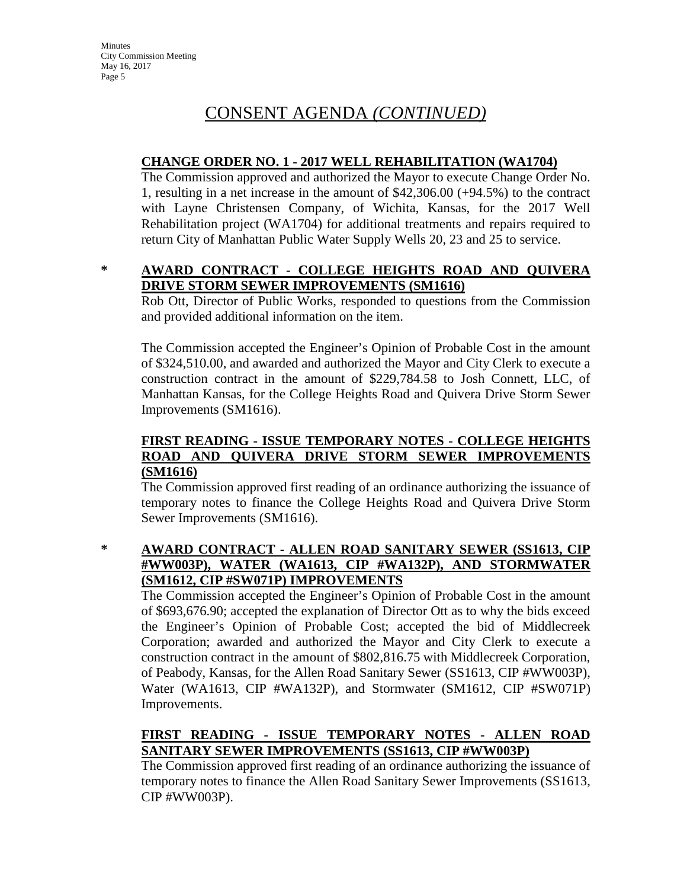# CONSENT AGENDA *(CONTINUED)*

**CHANGE ORDER NO. 1 - 2017 WELL REHABILITATION (WA1704)**

The Commission approved and authorized the Mayor to execute Change Order No. 1, resulting in a net increase in the amount of $42,306.00 (+94.5%) to the contract with Layne Christensen Company, of Wichita, Kansas, for the 2017 Well Rehabilitation project (WA1704) for additional treatments and repairs required to return City of Manhattan Public Water Supply Wells 20, 23 and 25 to service.

\* **AWARD CONTRACT - COLLEGE HEIGHTS ROAD AND QUIVERA DRIVE STORM SEWER IMPROVEMENTS (SM1616)**

Rob Ott, Director of Public Works, responded to questions from the Commission and provided additional information on the item.

The Commission accepted the Engineer's Opinion of Probable Cost in the amount of $324,510.00, and awarded and authorized the Mayor and City Clerk to execute a construction contract in the amount of $229,784.58 to Josh Connett, LLC, of Manhattan Kansas, for the College Heights Road and Quivera Drive Storm Sewer Improvements (SM1616).

**FIRST READING - ISSUE TEMPORARY NOTES - COLLEGE HEIGHTS ROAD AND QUIVERA DRIVE STORM SEWER IMPROVEMENTS (SM1616)**

The Commission approved first reading of an ordinance authorizing the issuance of temporary notes to finance the College Heights Road and Quivera Drive Storm Sewer Improvements (SM1616).

\* **AWARD CONTRACT - ALLEN ROAD SANITARY SEWER (SS1613, CIP #WW003P), WATER (WA1613, CIP #WA132P), AND STORMWATER (SM1612, CIP #SW071P) IMPROVEMENTS**

The Commission accepted the Engineer's Opinion of Probable Cost in the amount of $693,676.90; accepted the explanation of Director Ott as to why the bids exceed the Engineer's Opinion of Probable Cost; accepted the bid of Middlecreek Corporation; awarded and authorized the Mayor and City Clerk to execute a construction contract in the amount of $802,816.75 with Middlecreek Corporation, of Peabody, Kansas, for the Allen Road Sanitary Sewer (SS1613, CIP #WW003P), Water (WA1613, CIP #WA132P), and Stormwater (SM1612, CIP #SW071P) Improvements.

**FIRST READING - ISSUE TEMPORARY NOTES - ALLEN ROAD SANITARY SEWER IMPROVEMENTS (SS1613, CIP #WW003P)**

The Commission approved first reading of an ordinance authorizing the issuance of temporary notes to finance the Allen Road Sanitary Sewer Improvements (SS1613, CIP #WW003P).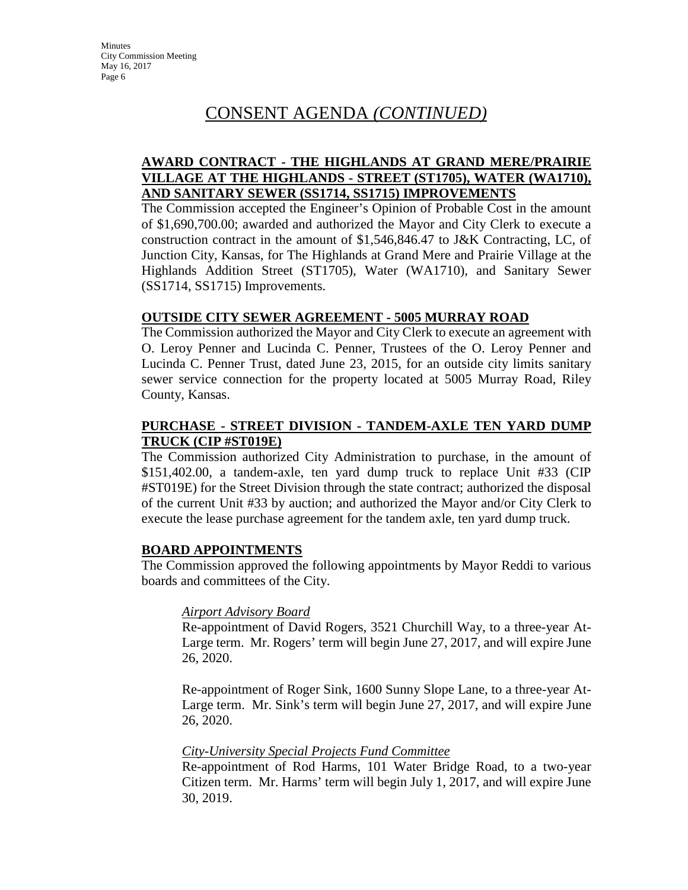# CONSENT AGENDA *(CONTINUED)*

**AWARD CONTRACT - THE HIGHLANDS AT GRAND MERE/PRAIRIE VILLAGE AT THE HIGHLANDS - STREET (ST1705), WATER (WA1710), AND SANITARY SEWER (SS1714, SS1715) IMPROVEMENTS**

The Commission accepted the Engineer's Opinion of Probable Cost in the amount of $1,690,700.00; awarded and authorized the Mayor and City Clerk to execute a construction contract in the amount of $1,546,846.47 to J&K Contracting, LC, of Junction City, Kansas, for The Highlands at Grand Mere and Prairie Village at the Highlands Addition Street (ST1705), Water (WA1710), and Sanitary Sewer (SS1714, SS1715) Improvements.

**OUTSIDE CITY SEWER AGREEMENT - 5005 MURRAY ROAD**

The Commission authorized the Mayor and City Clerk to execute an agreement with O. Leroy Penner and Lucinda C. Penner, Trustees of the O. Leroy Penner and Lucinda C. Penner Trust, dated June 23, 2015, for an outside city limits sanitary sewer service connection for the property located at 5005 Murray Road, Riley County, Kansas.

**PURCHASE - STREET DIVISION - TANDEM-AXLE TEN YARD DUMP TRUCK (CIP #ST019E)**

The Commission authorized City Administration to purchase, in the amount of $151,402.00, a tandem-axle, ten yard dump truck to replace Unit #33 (CIP #ST019E) for the Street Division through the state contract; authorized the disposal of the current Unit #33 by auction; and authorized the Mayor and/or City Clerk to execute the lease purchase agreement for the tandem axle, ten yard dump truck.

**BOARD APPOINTMENTS**

The Commission approved the following appointments by Mayor Reddi to various boards and committees of the City.

*Airport Advisory Board*

Re-appointment of David Rogers, 3521 Churchill Way, to a three-year At-Large term. Mr. Rogers' term will begin June 27, 2017, and will expire June 26, 2020.

Re-appointment of Roger Sink, 1600 Sunny Slope Lane, to a three-year At-Large term. Mr. Sink's term will begin June 27, 2017, and will expire June 26, 2020.

*City-University Special Projects Fund Committee*

Re-appointment of Rod Harms, 101 Water Bridge Road, to a two-year Citizen term. Mr. Harms' term will begin July 1, 2017, and will expire June 30, 2019.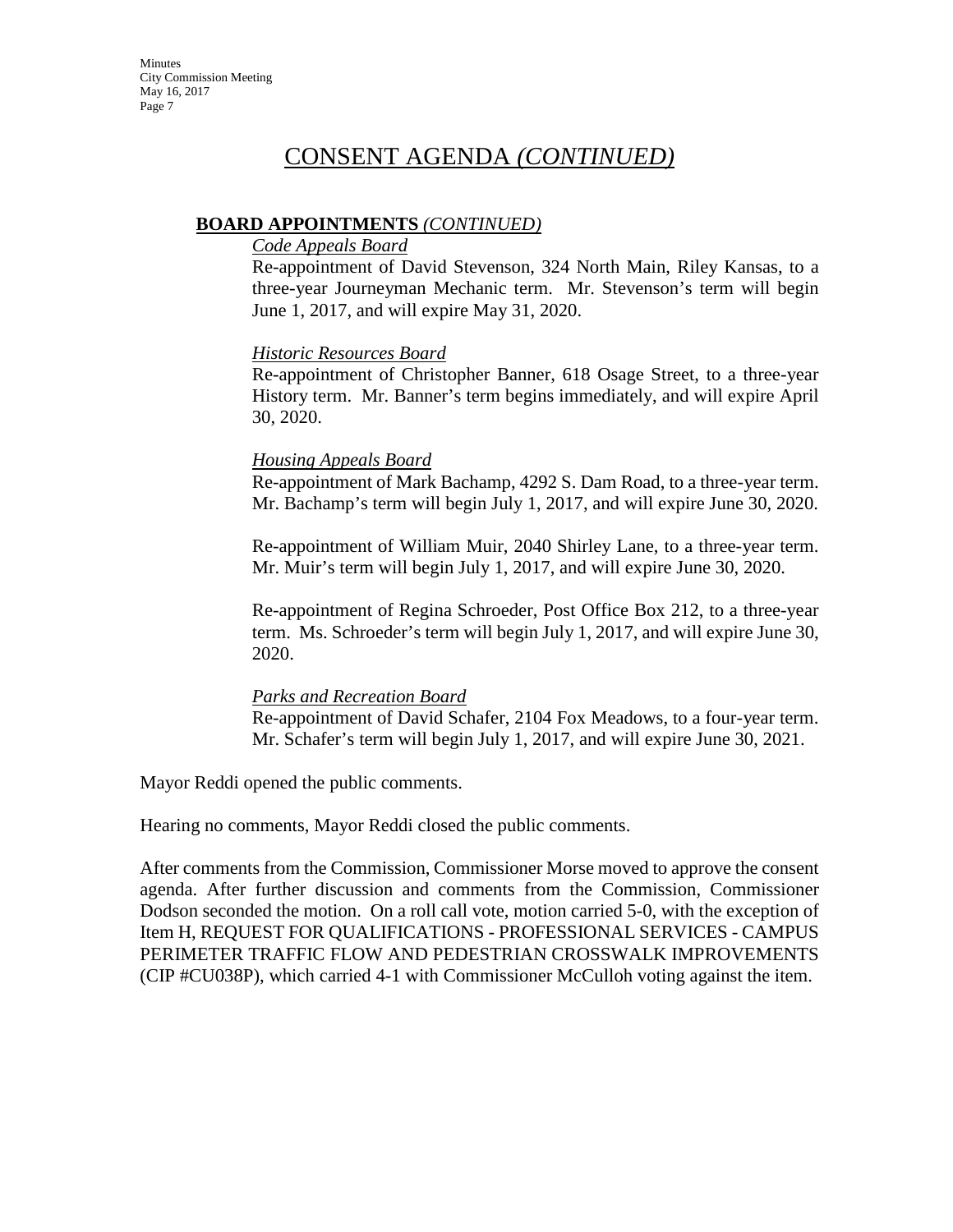# CONSENT AGENDA *(CONTINUED)*

**BOARD APPOINTMENTS** *(CONTINUED)*

*Code Appeals Board*

Re-appointment of David Stevenson, 324 North Main, Riley Kansas, to a three-year Journeyman Mechanic term. Mr. Stevenson's term will begin June 1, 2017, and will expire May 31, 2020.

*Historic Resources Board*

Re-appointment of Christopher Banner, 618 Osage Street, to a three-year History term. Mr. Banner's term begins immediately, and will expire April 30, 2020.

*Housing Appeals Board*

Re-appointment of Mark Bachamp, 4292 S. Dam Road, to a three-year term. Mr. Bachamp's term will begin July 1, 2017, and will expire June 30, 2020.

Re-appointment of William Muir, 2040 Shirley Lane, to a three-year term. Mr. Muir's term will begin July 1, 2017, and will expire June 30, 2020.

Re-appointment of Regina Schroeder, Post Office Box 212, to a three-year term. Ms. Schroeder's term will begin July 1, 2017, and will expire June 30, 2020.

*Parks and Recreation Board*

Re-appointment of David Schafer, 2104 Fox Meadows, to a four-year term. Mr. Schafer's term will begin July 1, 2017, and will expire June 30, 2021.

Mayor Reddi opened the public comments.

Hearing no comments, Mayor Reddi closed the public comments.

After comments from the Commission, Commissioner Morse moved to approve the consent agenda. After further discussion and comments from the Commission, Commissioner Dodson seconded the motion. On a roll call vote, motion carried 5-0, with the exception of Item H, REQUEST FOR QUALIFICATIONS - PROFESSIONAL SERVICES - CAMPUS PERIMETER TRAFFIC FLOW AND PEDESTRIAN CROSSWALK IMPROVEMENTS (CIP #CU038P), which carried 4-1 with Commissioner McCulloh voting against the item.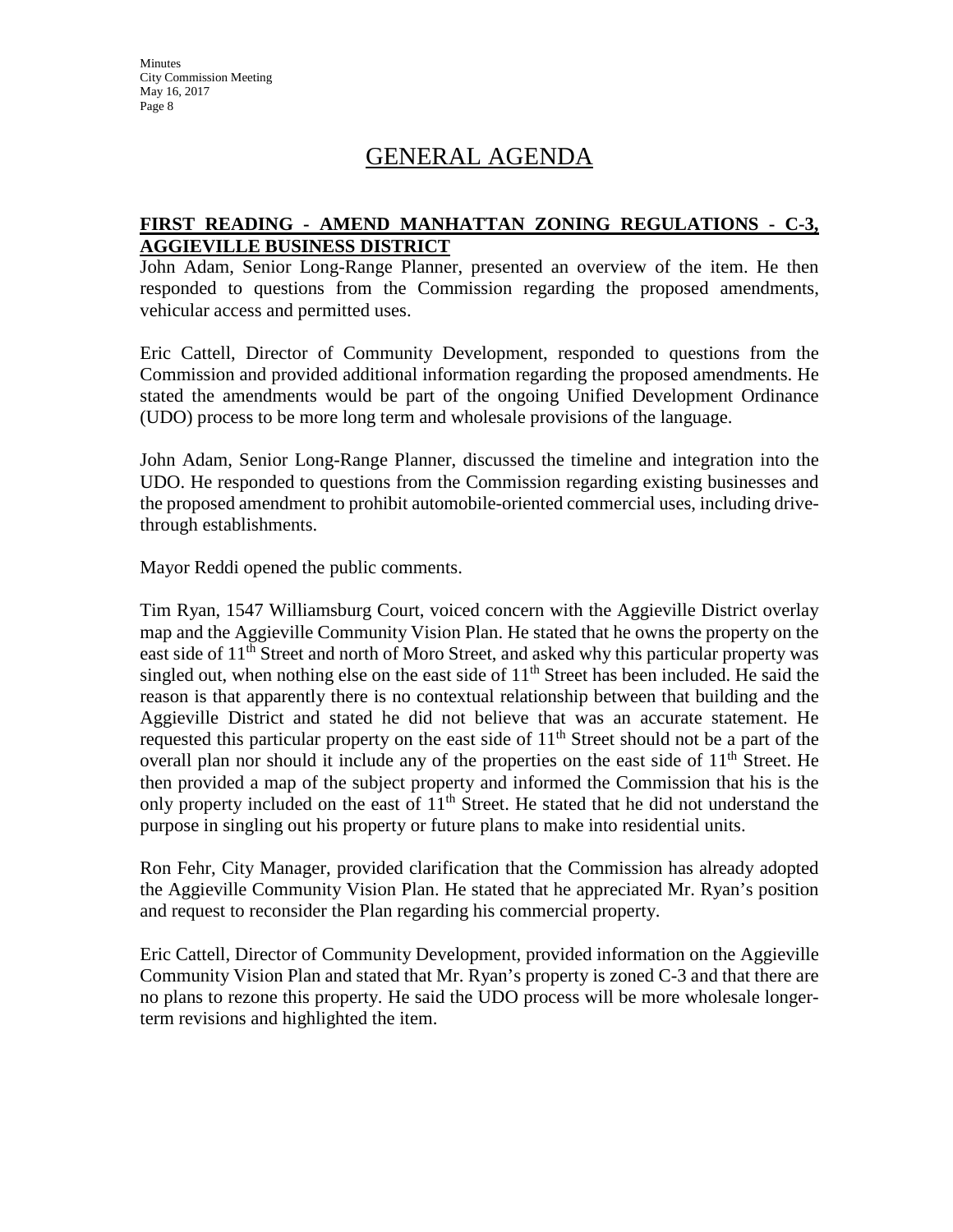# GENERAL AGENDA

**FIRST READING - AMEND MANHATTAN ZONING REGULATIONS - C-3, AGGIEVILLE BUSINESS DISTRICT**

John Adam, Senior Long-Range Planner, presented an overview of the item. He then responded to questions from the Commission regarding the proposed amendments, vehicular access and permitted uses.

Eric Cattell, Director of Community Development, responded to questions from the Commission and provided additional information regarding the proposed amendments. He stated the amendments would be part of the ongoing Unified Development Ordinance (UDO) process to be more long term and wholesale provisions of the language.

John Adam, Senior Long-Range Planner, discussed the timeline and integration into the UDO. He responded to questions from the Commission regarding existing businesses and the proposed amendment to prohibit automobile-oriented commercial uses, including drive-through establishments.

Mayor Reddi opened the public comments.

Tim Ryan, 1547 Williamsburg Court, voiced concern with the Aggieville District overlay map and the Aggieville Community Vision Plan. He stated that he owns the property on the east side of 11th Street and north of Moro Street, and asked why this particular property was singled out, when nothing else on the east side of 11th Street has been included. He said the reason is that apparently there is no contextual relationship between that building and the Aggieville District and stated he did not believe that was an accurate statement. He requested this particular property on the east side of 11th Street should not be a part of the overall plan nor should it include any of the properties on the east side of 11th Street. He then provided a map of the subject property and informed the Commission that his is the only property included on the east of 11th Street. He stated that he did not understand the purpose in singling out his property or future plans to make into residential units.

Ron Fehr, City Manager, provided clarification that the Commission has already adopted the Aggieville Community Vision Plan. He stated that he appreciated Mr. Ryan's position and request to reconsider the Plan regarding his commercial property.

Eric Cattell, Director of Community Development, provided information on the Aggieville Community Vision Plan and stated that Mr. Ryan's property is zoned C-3 and that there are no plans to rezone this property. He said the UDO process will be more wholesale longer-term revisions and highlighted the item.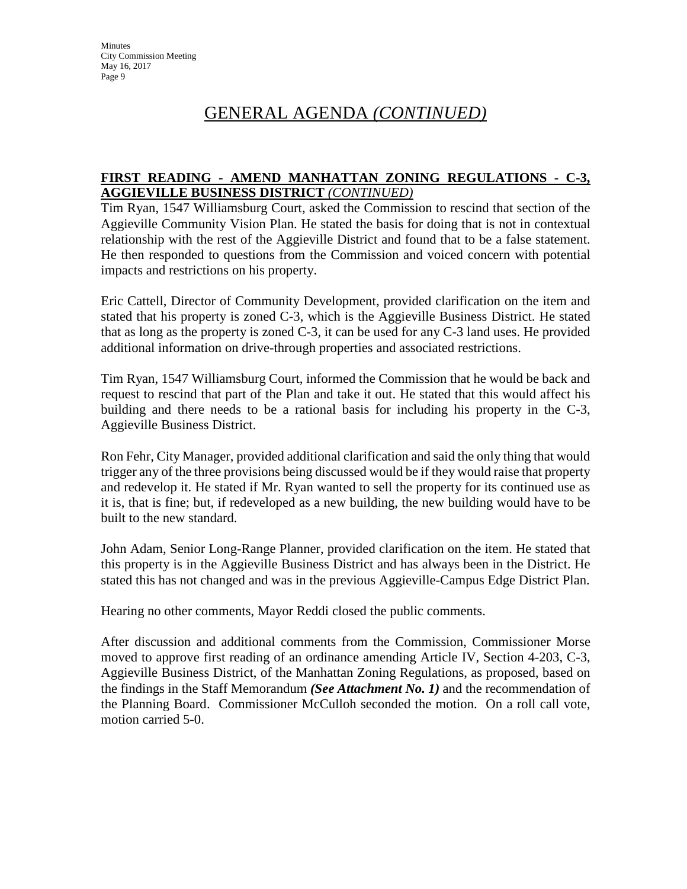# GENERAL AGENDA *(CONTINUED)*

**FIRST READING - AMEND MANHATTAN ZONING REGULATIONS - C-3, AGGIEVILLE BUSINESS DISTRICT** *(CONTINUED)*

Tim Ryan, 1547 Williamsburg Court, asked the Commission to rescind that section of the Aggieville Community Vision Plan. He stated the basis for doing that is not in contextual relationship with the rest of the Aggieville District and found that to be a false statement. He then responded to questions from the Commission and voiced concern with potential impacts and restrictions on his property.

Eric Cattell, Director of Community Development, provided clarification on the item and stated that his property is zoned C-3, which is the Aggieville Business District. He stated that as long as the property is zoned C-3, it can be used for any C-3 land uses. He provided additional information on drive-through properties and associated restrictions.

Tim Ryan, 1547 Williamsburg Court, informed the Commission that he would be back and request to rescind that part of the Plan and take it out. He stated that this would affect his building and there needs to be a rational basis for including his property in the C-3, Aggieville Business District.

Ron Fehr, City Manager, provided additional clarification and said the only thing that would trigger any of the three provisions being discussed would be if they would raise that property and redevelop it. He stated if Mr. Ryan wanted to sell the property for its continued use as it is, that is fine; but, if redeveloped as a new building, the new building would have to be built to the new standard.

John Adam, Senior Long-Range Planner, provided clarification on the item. He stated that this property is in the Aggieville Business District and has always been in the District. He stated this has not changed and was in the previous Aggieville-Campus Edge District Plan.

Hearing no other comments, Mayor Reddi closed the public comments.

After discussion and additional comments from the Commission, Commissioner Morse moved to approve first reading of an ordinance amending Article IV, Section 4-203, C-3, Aggieville Business District, of the Manhattan Zoning Regulations, as proposed, based on the findings in the Staff Memorandum ***(See Attachment No. 1)*** and the recommendation of the Planning Board. Commissioner McCulloh seconded the motion. On a roll call vote, motion carried 5-0.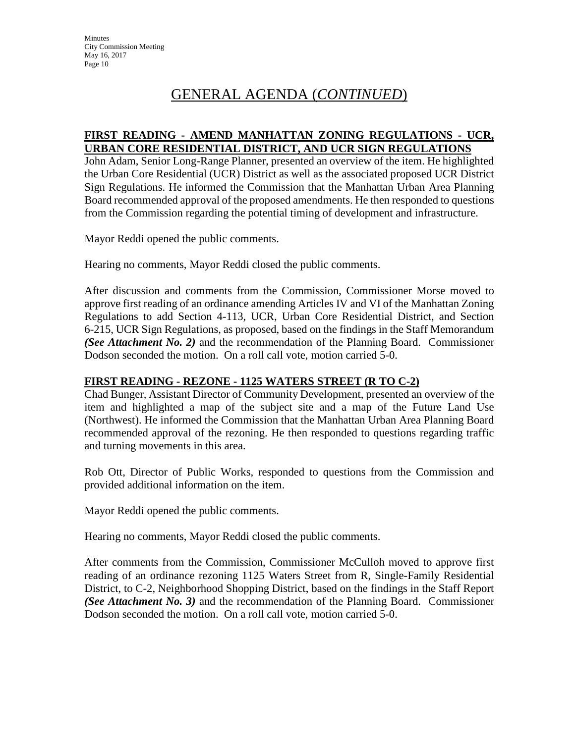# GENERAL AGENDA (*CONTINUED*)

## FIRST READING - AMEND MANHATTAN ZONING REGULATIONS - UCR, URBAN CORE RESIDENTIAL DISTRICT, AND UCR SIGN REGULATIONS

John Adam, Senior Long-Range Planner, presented an overview of the item. He highlighted the Urban Core Residential (UCR) District as well as the associated proposed UCR District Sign Regulations. He informed the Commission that the Manhattan Urban Area Planning Board recommended approval of the proposed amendments. He then responded to questions from the Commission regarding the potential timing of development and infrastructure.

Mayor Reddi opened the public comments.

Hearing no comments, Mayor Reddi closed the public comments.

After discussion and comments from the Commission, Commissioner Morse moved to approve first reading of an ordinance amending Articles IV and VI of the Manhattan Zoning Regulations to add Section 4-113, UCR, Urban Core Residential District, and Section 6-215, UCR Sign Regulations, as proposed, based on the findings in the Staff Memorandum ***(See Attachment No. 2)*** and the recommendation of the Planning Board. Commissioner Dodson seconded the motion. On a roll call vote, motion carried 5-0.

## FIRST READING - REZONE - 1125 WATERS STREET (R TO C-2)

Chad Bunger, Assistant Director of Community Development, presented an overview of the item and highlighted a map of the subject site and a map of the Future Land Use (Northwest). He informed the Commission that the Manhattan Urban Area Planning Board recommended approval of the rezoning. He then responded to questions regarding traffic and turning movements in this area.

Rob Ott, Director of Public Works, responded to questions from the Commission and provided additional information on the item.

Mayor Reddi opened the public comments.

Hearing no comments, Mayor Reddi closed the public comments.

After comments from the Commission, Commissioner McCulloh moved to approve first reading of an ordinance rezoning 1125 Waters Street from R, Single-Family Residential District, to C-2, Neighborhood Shopping District, based on the findings in the Staff Report ***(See Attachment No. 3)*** and the recommendation of the Planning Board. Commissioner Dodson seconded the motion. On a roll call vote, motion carried 5-0.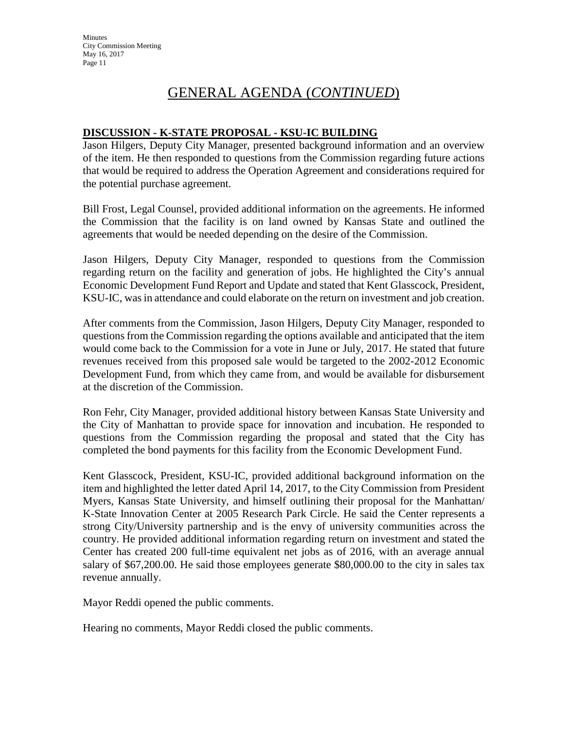# GENERAL AGENDA (*CONTINUED*)

**DISCUSSION - K-STATE PROPOSAL - KSU-IC BUILDING**

Jason Hilgers, Deputy City Manager, presented background information and an overview of the item. He then responded to questions from the Commission regarding future actions that would be required to address the Operation Agreement and considerations required for the potential purchase agreement.

Bill Frost, Legal Counsel, provided additional information on the agreements. He informed the Commission that the facility is on land owned by Kansas State and outlined the agreements that would be needed depending on the desire of the Commission.

Jason Hilgers, Deputy City Manager, responded to questions from the Commission regarding return on the facility and generation of jobs. He highlighted the City's annual Economic Development Fund Report and Update and stated that Kent Glasscock, President, KSU-IC, was in attendance and could elaborate on the return on investment and job creation.

After comments from the Commission, Jason Hilgers, Deputy City Manager, responded to questions from the Commission regarding the options available and anticipated that the item would come back to the Commission for a vote in June or July, 2017. He stated that future revenues received from this proposed sale would be targeted to the 2002-2012 Economic Development Fund, from which they came from, and would be available for disbursement at the discretion of the Commission.

Ron Fehr, City Manager, provided additional history between Kansas State University and the City of Manhattan to provide space for innovation and incubation. He responded to questions from the Commission regarding the proposal and stated that the City has completed the bond payments for this facility from the Economic Development Fund.

Kent Glasscock, President, KSU-IC, provided additional background information on the item and highlighted the letter dated April 14, 2017, to the City Commission from President Myers, Kansas State University, and himself outlining their proposal for the Manhattan/ K-State Innovation Center at 2005 Research Park Circle. He said the Center represents a strong City/University partnership and is the envy of university communities across the country. He provided additional information regarding return on investment and stated the Center has created 200 full-time equivalent net jobs as of 2016, with an average annual salary of $67,200.00. He said those employees generate $80,000.00 to the city in sales tax revenue annually.

Mayor Reddi opened the public comments.

Hearing no comments, Mayor Reddi closed the public comments.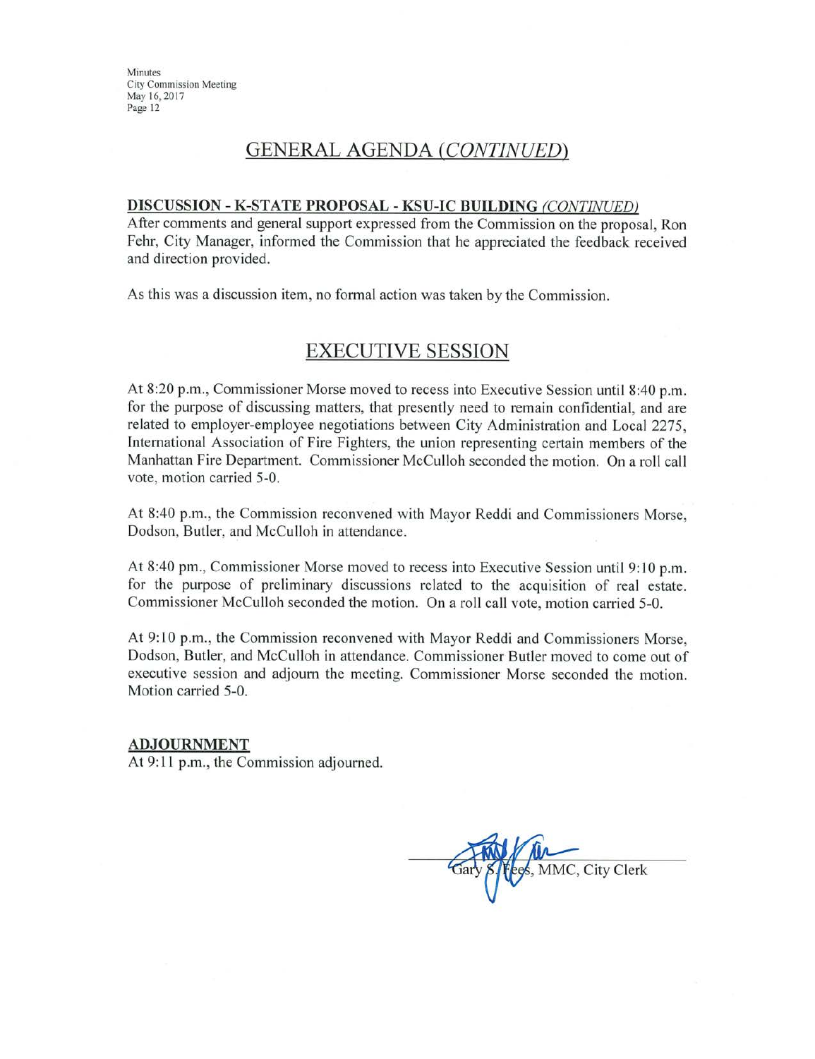## GENERAL AGENDA *(CONTINUED)*

**DISCUSSION - K-STATE PROPOSAL - KSU-IC BUILDING** ***(CONTINUED)***

After comments and general support expressed from the Commission on the proposal, Ron Fehr, City Manager, informed the Commission that he appreciated the feedback received and direction provided.

As this was a discussion item, no formal action was taken by the Commission.

## EXECUTIVE SESSION

At 8:20 p.m., Commissioner Morse moved to recess into Executive Session until 8:40 p.m. for the purpose of discussing matters, that presently need to remain confidential, and are related to employer-employee negotiations between City Administration and Local 2275, International Association of Fire Fighters, the union representing certain members of the Manhattan Fire Department. Commissioner McCulloh seconded the motion. On a roll call vote, motion carried 5-0.

At 8:40 p.m., the Commission reconvened with Mayor Reddi and Commissioners Morse, Dodson, Butler, and McCulloh in attendance.

At 8:40 pm., Commissioner Morse moved to recess into Executive Session until 9:10 p.m. for the purpose of preliminary discussions related to the acquisition of real estate. Commissioner McCulloh seconded the motion. On a roll call vote, motion carried 5-0.

At 9:10 p.m., the Commission reconvened with Mayor Reddi and Commissioners Morse, Dodson, Butler, and McCulloh in attendance. Commissioner Butler moved to come out of executive session and adjourn the meeting. Commissioner Morse seconded the motion. Motion carried 5-0.

**ADJOURNMENT**

At 9:11 p.m., the Commission adjourned.

Gary S. Fees, MMC, City Clerk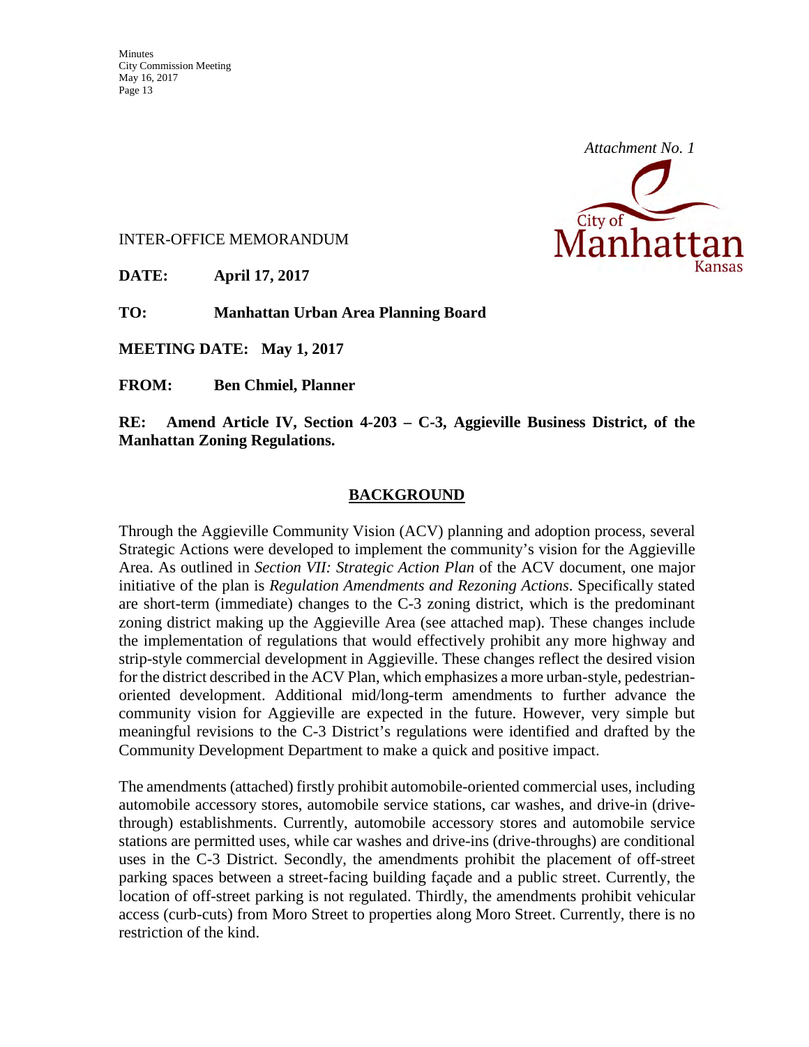*Attachment No. 1*

City of Manhattan Kansas

INTER-OFFICE MEMORANDUM

**DATE:** **April 17, 2017**

**TO:** **Manhattan Urban Area Planning Board**

**MEETING DATE: May 1, 2017**

**FROM:** **Ben Chmiel, Planner**

**RE: Amend Article IV, Section 4-203 – C-3, Aggieville Business District, of the Manhattan Zoning Regulations.**

## BACKGROUND

Through the Aggieville Community Vision (ACV) planning and adoption process, several Strategic Actions were developed to implement the community's vision for the Aggieville Area. As outlined in *Section VII: Strategic Action Plan* of the ACV document, one major initiative of the plan is *Regulation Amendments and Rezoning Actions*. Specifically stated are short-term (immediate) changes to the C-3 zoning district, which is the predominant zoning district making up the Aggieville Area (see attached map). These changes include the implementation of regulations that would effectively prohibit any more highway and strip-style commercial development in Aggieville. These changes reflect the desired vision for the district described in the ACV Plan, which emphasizes a more urban-style, pedestrian-oriented development. Additional mid/long-term amendments to further advance the community vision for Aggieville are expected in the future. However, very simple but meaningful revisions to the C-3 District's regulations were identified and drafted by the Community Development Department to make a quick and positive impact.

The amendments (attached) firstly prohibit automobile-oriented commercial uses, including automobile accessory stores, automobile service stations, car washes, and drive-in (drive-through) establishments. Currently, automobile accessory stores and automobile service stations are permitted uses, while car washes and drive-ins (drive-throughs) are conditional uses in the C-3 District. Secondly, the amendments prohibit the placement of off-street parking spaces between a street-facing building façade and a public street. Currently, the location of off-street parking is not regulated. Thirdly, the amendments prohibit vehicular access (curb-cuts) from Moro Street to properties along Moro Street. Currently, there is no restriction of the kind.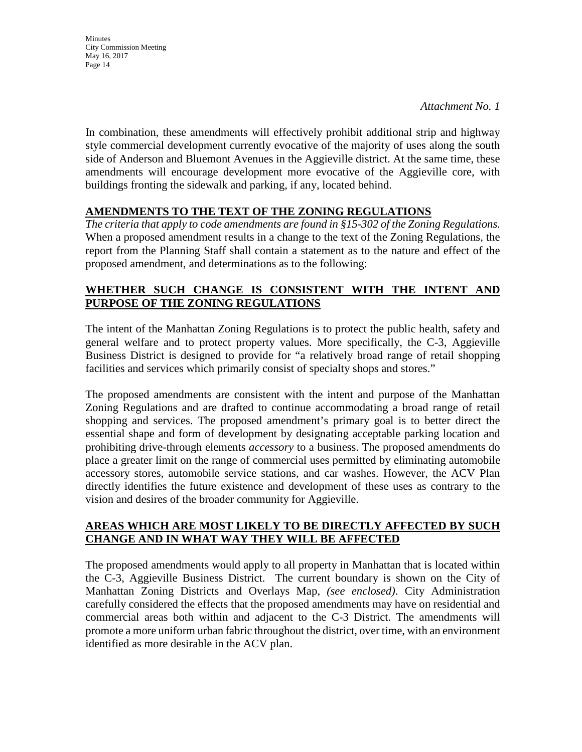*Attachment No. 1*

In combination, these amendments will effectively prohibit additional strip and highway style commercial development currently evocative of the majority of uses along the south side of Anderson and Bluemont Avenues in the Aggieville district. At the same time, these amendments will encourage development more evocative of the Aggieville core, with buildings fronting the sidewalk and parking, if any, located behind.

## AMENDMENTS TO THE TEXT OF THE ZONING REGULATIONS

*The criteria that apply to code amendments are found in §15-302 of the Zoning Regulations.* When a proposed amendment results in a change to the text of the Zoning Regulations, the report from the Planning Staff shall contain a statement as to the nature and effect of the proposed amendment, and determinations as to the following:

## WHETHER SUCH CHANGE IS CONSISTENT WITH THE INTENT AND PURPOSE OF THE ZONING REGULATIONS

The intent of the Manhattan Zoning Regulations is to protect the public health, safety and general welfare and to protect property values. More specifically, the C-3, Aggieville Business District is designed to provide for "a relatively broad range of retail shopping facilities and services which primarily consist of specialty shops and stores."

The proposed amendments are consistent with the intent and purpose of the Manhattan Zoning Regulations and are drafted to continue accommodating a broad range of retail shopping and services. The proposed amendment's primary goal is to better direct the essential shape and form of development by designating acceptable parking location and prohibiting drive-through elements *accessory* to a business. The proposed amendments do place a greater limit on the range of commercial uses permitted by eliminating automobile accessory stores, automobile service stations, and car washes. However, the ACV Plan directly identifies the future existence and development of these uses as contrary to the vision and desires of the broader community for Aggieville.

## AREAS WHICH ARE MOST LIKELY TO BE DIRECTLY AFFECTED BY SUCH CHANGE AND IN WHAT WAY THEY WILL BE AFFECTED

The proposed amendments would apply to all property in Manhattan that is located within the C-3, Aggieville Business District. The current boundary is shown on the City of Manhattan Zoning Districts and Overlays Map, *(see enclosed)*. City Administration carefully considered the effects that the proposed amendments may have on residential and commercial areas both within and adjacent to the C-3 District. The amendments will promote a more uniform urban fabric throughout the district, over time, with an environment identified as more desirable in the ACV plan.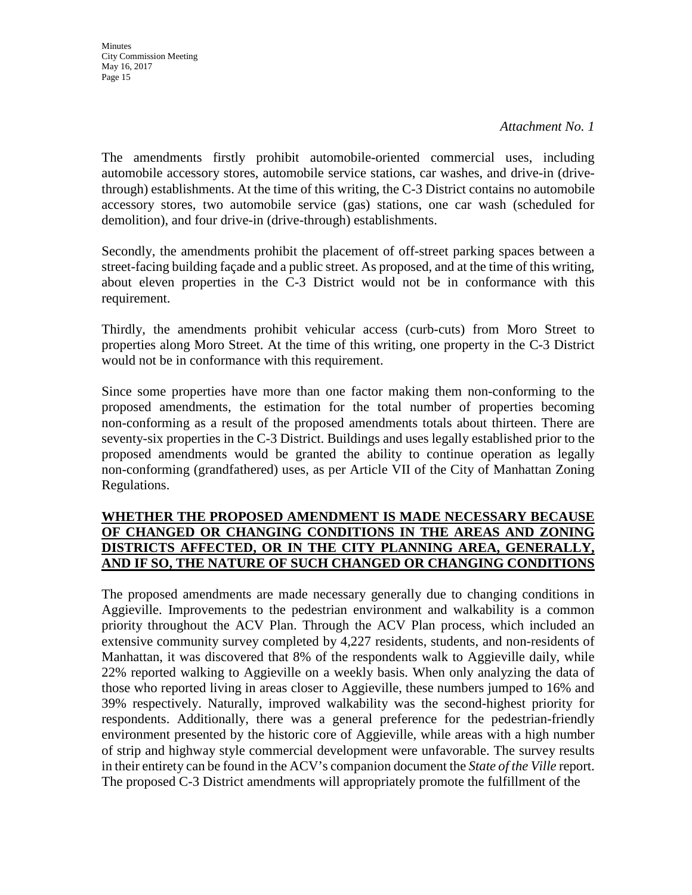*Attachment No. 1*

The amendments firstly prohibit automobile-oriented commercial uses, including automobile accessory stores, automobile service stations, car washes, and drive-in (drive-through) establishments. At the time of this writing, the C-3 District contains no automobile accessory stores, two automobile service (gas) stations, one car wash (scheduled for demolition), and four drive-in (drive-through) establishments.

Secondly, the amendments prohibit the placement of off-street parking spaces between a street-facing building façade and a public street. As proposed, and at the time of this writing, about eleven properties in the C-3 District would not be in conformance with this requirement.

Thirdly, the amendments prohibit vehicular access (curb-cuts) from Moro Street to properties along Moro Street. At the time of this writing, one property in the C-3 District would not be in conformance with this requirement.

Since some properties have more than one factor making them non-conforming to the proposed amendments, the estimation for the total number of properties becoming non-conforming as a result of the proposed amendments totals about thirteen. There are seventy-six properties in the C-3 District. Buildings and uses legally established prior to the proposed amendments would be granted the ability to continue operation as legally non-conforming (grandfathered) uses, as per Article VII of the City of Manhattan Zoning Regulations.

**WHETHER THE PROPOSED AMENDMENT IS MADE NECESSARY BECAUSE OF CHANGED OR CHANGING CONDITIONS IN THE AREAS AND ZONING DISTRICTS AFFECTED, OR IN THE CITY PLANNING AREA, GENERALLY, AND IF SO, THE NATURE OF SUCH CHANGED OR CHANGING CONDITIONS**

The proposed amendments are made necessary generally due to changing conditions in Aggieville. Improvements to the pedestrian environment and walkability is a common priority throughout the ACV Plan. Through the ACV Plan process, which included an extensive community survey completed by 4,227 residents, students, and non-residents of Manhattan, it was discovered that 8% of the respondents walk to Aggieville daily, while 22% reported walking to Aggieville on a weekly basis. When only analyzing the data of those who reported living in areas closer to Aggieville, these numbers jumped to 16% and 39% respectively. Naturally, improved walkability was the second-highest priority for respondents. Additionally, there was a general preference for the pedestrian-friendly environment presented by the historic core of Aggieville, while areas with a high number of strip and highway style commercial development were unfavorable. The survey results in their entirety can be found in the ACV's companion document the *State of the Ville* report. The proposed C-3 District amendments will appropriately promote the fulfillment of the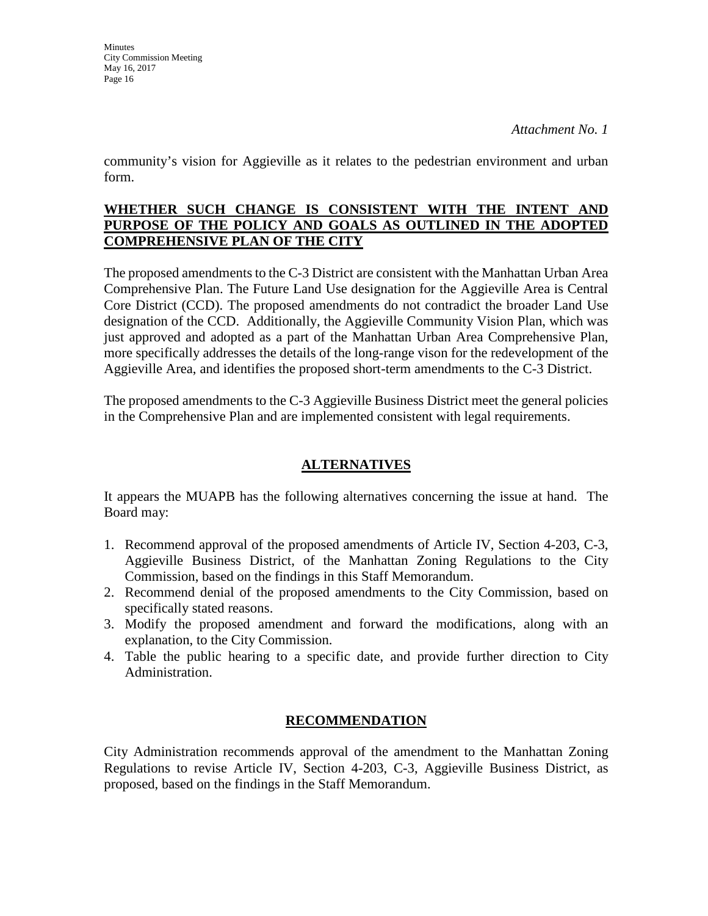*Attachment No. 1*

community's vision for Aggieville as it relates to the pedestrian environment and urban form.

**WHETHER SUCH CHANGE IS CONSISTENT WITH THE INTENT AND PURPOSE OF THE POLICY AND GOALS AS OUTLINED IN THE ADOPTED COMPREHENSIVE PLAN OF THE CITY**

The proposed amendments to the C-3 District are consistent with the Manhattan Urban Area Comprehensive Plan. The Future Land Use designation for the Aggieville Area is Central Core District (CCD). The proposed amendments do not contradict the broader Land Use designation of the CCD. Additionally, the Aggieville Community Vision Plan, which was just approved and adopted as a part of the Manhattan Urban Area Comprehensive Plan, more specifically addresses the details of the long-range vison for the redevelopment of the Aggieville Area, and identifies the proposed short-term amendments to the C-3 District.

The proposed amendments to the C-3 Aggieville Business District meet the general policies in the Comprehensive Plan and are implemented consistent with legal requirements.

## ALTERNATIVES

It appears the MUAPB has the following alternatives concerning the issue at hand. The Board may:

1. Recommend approval of the proposed amendments of Article IV, Section 4-203, C-3, Aggieville Business District, of the Manhattan Zoning Regulations to the City Commission, based on the findings in this Staff Memorandum.
2. Recommend denial of the proposed amendments to the City Commission, based on specifically stated reasons.
3. Modify the proposed amendment and forward the modifications, along with an explanation, to the City Commission.
4. Table the public hearing to a specific date, and provide further direction to City Administration.

## RECOMMENDATION

City Administration recommends approval of the amendment to the Manhattan Zoning Regulations to revise Article IV, Section 4-203, C-3, Aggieville Business District, as proposed, based on the findings in the Staff Memorandum.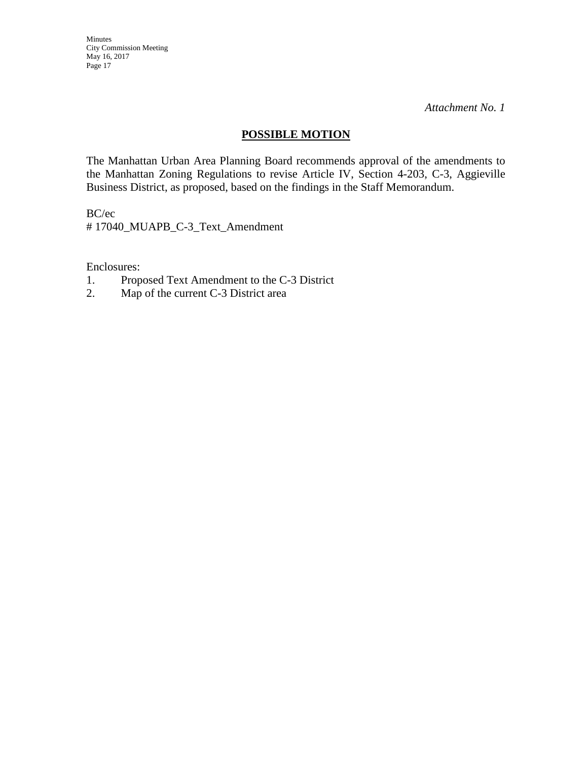*Attachment No. 1*

## POSSIBLE MOTION

The Manhattan Urban Area Planning Board recommends approval of the amendments to the Manhattan Zoning Regulations to revise Article IV, Section 4-203, C-3, Aggieville Business District, as proposed, based on the findings in the Staff Memorandum.

BC/ec
# 17040_MUAPB_C-3_Text_Amendment

Enclosures:
1. Proposed Text Amendment to the C-3 District
2. Map of the current C-3 District area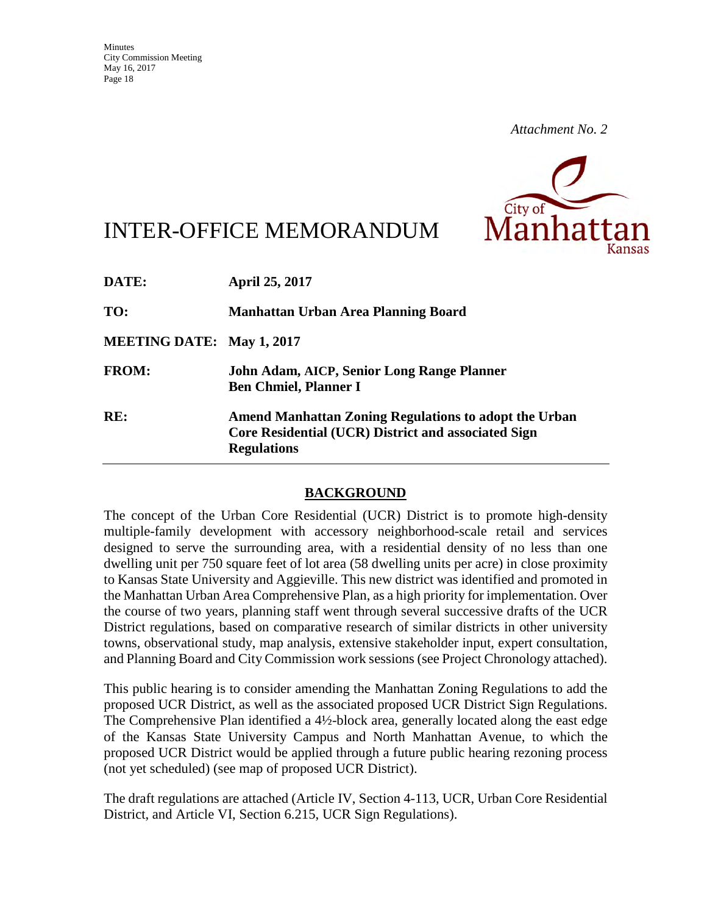*Attachment No. 2*

# INTER-OFFICE MEMORANDUM

| | |
|---|---|
| **DATE:** | **April 25, 2017** |
| **TO:** | **Manhattan Urban Area Planning Board** |
| **MEETING DATE:** | **May 1, 2017** |
| **FROM:** | **John Adam, AICP, Senior Long Range Planner**<br>**Ben Chmiel, Planner I** |
| **RE:** | **Amend Manhattan Zoning Regulations to adopt the Urban Core Residential (UCR) District and associated Sign Regulations** |

## BACKGROUND

The concept of the Urban Core Residential (UCR) District is to promote high-density multiple-family development with accessory neighborhood-scale retail and services designed to serve the surrounding area, with a residential density of no less than one dwelling unit per 750 square feet of lot area (58 dwelling units per acre) in close proximity to Kansas State University and Aggieville. This new district was identified and promoted in the Manhattan Urban Area Comprehensive Plan, as a high priority for implementation. Over the course of two years, planning staff went through several successive drafts of the UCR District regulations, based on comparative research of similar districts in other university towns, observational study, map analysis, extensive stakeholder input, expert consultation, and Planning Board and City Commission work sessions (see Project Chronology attached).

This public hearing is to consider amending the Manhattan Zoning Regulations to add the proposed UCR District, as well as the associated proposed UCR District Sign Regulations. The Comprehensive Plan identified a 4½-block area, generally located along the east edge of the Kansas State University Campus and North Manhattan Avenue, to which the proposed UCR District would be applied through a future public hearing rezoning process (not yet scheduled) (see map of proposed UCR District).

The draft regulations are attached (Article IV, Section 4-113, UCR, Urban Core Residential District, and Article VI, Section 6.215, UCR Sign Regulations).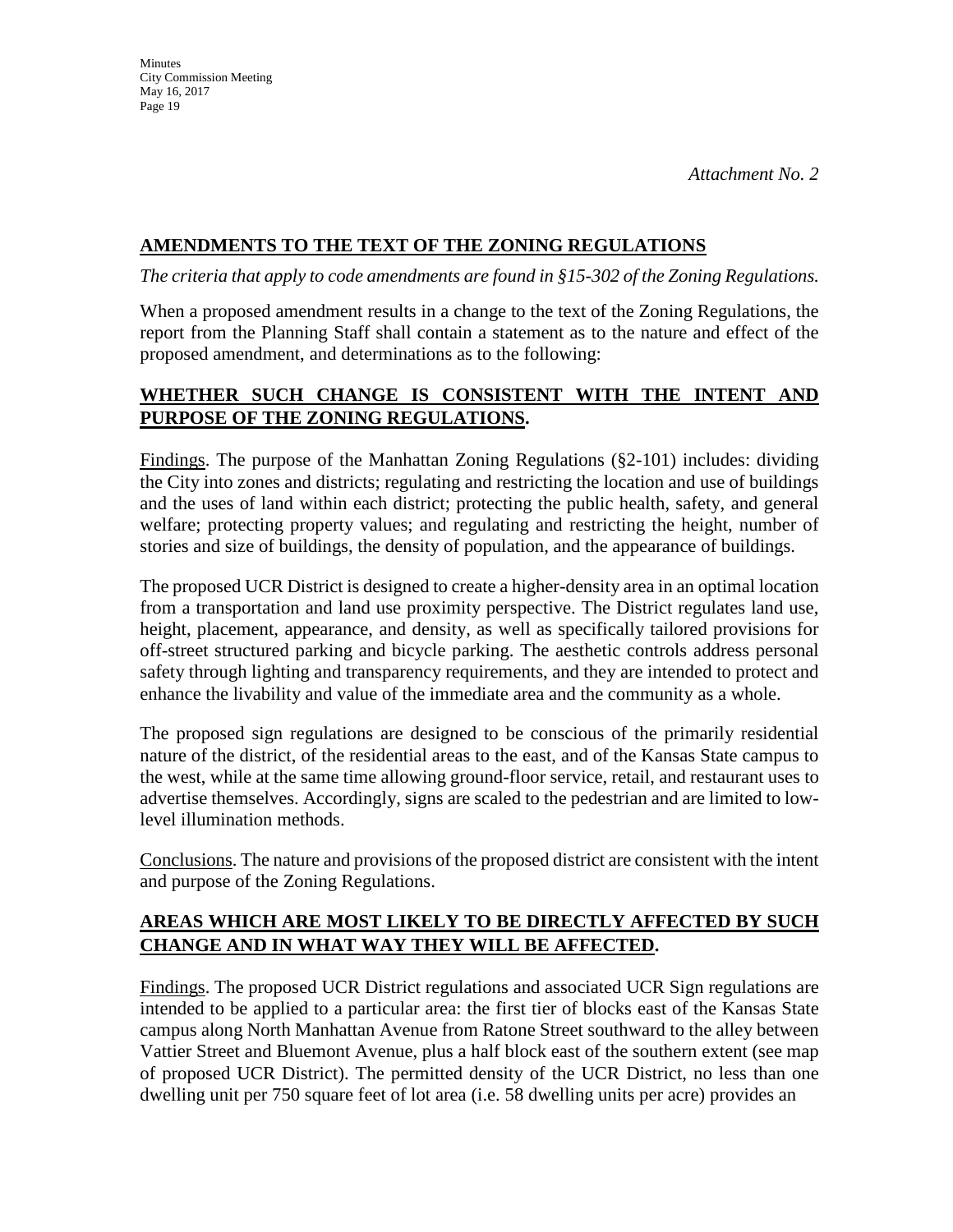*Attachment No. 2*

## AMENDMENTS TO THE TEXT OF THE ZONING REGULATIONS

*The criteria that apply to code amendments are found in §15-302 of the Zoning Regulations.*

When a proposed amendment results in a change to the text of the Zoning Regulations, the report from the Planning Staff shall contain a statement as to the nature and effect of the proposed amendment, and determinations as to the following:

### WHETHER SUCH CHANGE IS CONSISTENT WITH THE INTENT AND PURPOSE OF THE ZONING REGULATIONS.

Findings. The purpose of the Manhattan Zoning Regulations (§2-101) includes: dividing the City into zones and districts; regulating and restricting the location and use of buildings and the uses of land within each district; protecting the public health, safety, and general welfare; protecting property values; and regulating and restricting the height, number of stories and size of buildings, the density of population, and the appearance of buildings.

The proposed UCR District is designed to create a higher-density area in an optimal location from a transportation and land use proximity perspective. The District regulates land use, height, placement, appearance, and density, as well as specifically tailored provisions for off-street structured parking and bicycle parking. The aesthetic controls address personal safety through lighting and transparency requirements, and they are intended to protect and enhance the livability and value of the immediate area and the community as a whole.

The proposed sign regulations are designed to be conscious of the primarily residential nature of the district, of the residential areas to the east, and of the Kansas State campus to the west, while at the same time allowing ground-floor service, retail, and restaurant uses to advertise themselves. Accordingly, signs are scaled to the pedestrian and are limited to low-level illumination methods.

Conclusions. The nature and provisions of the proposed district are consistent with the intent and purpose of the Zoning Regulations.

### AREAS WHICH ARE MOST LIKELY TO BE DIRECTLY AFFECTED BY SUCH CHANGE AND IN WHAT WAY THEY WILL BE AFFECTED.

Findings. The proposed UCR District regulations and associated UCR Sign regulations are intended to be applied to a particular area: the first tier of blocks east of the Kansas State campus along North Manhattan Avenue from Ratone Street southward to the alley between Vattier Street and Bluemont Avenue, plus a half block east of the southern extent (see map of proposed UCR District). The permitted density of the UCR District, no less than one dwelling unit per 750 square feet of lot area (i.e. 58 dwelling units per acre) provides an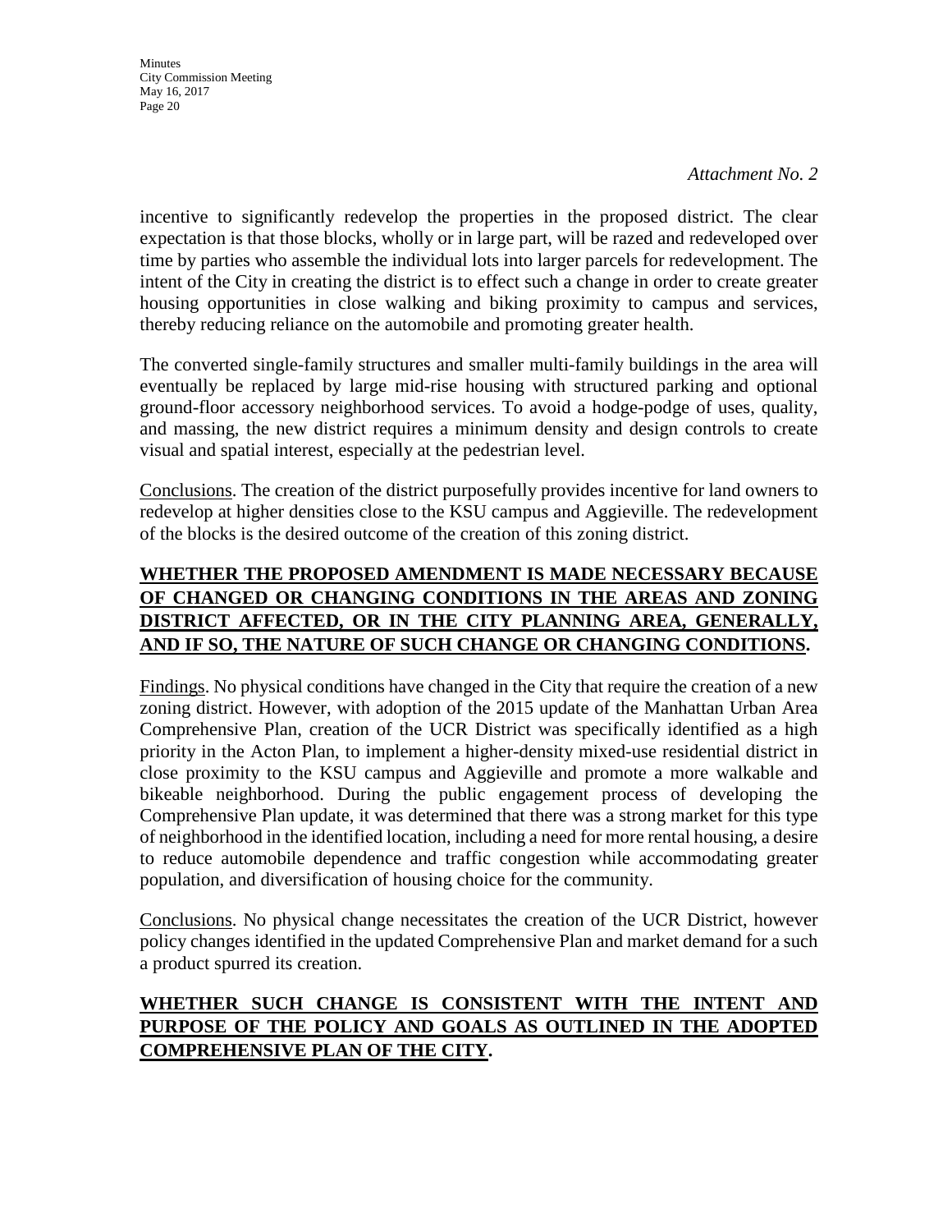*Attachment No. 2*

incentive to significantly redevelop the properties in the proposed district. The clear expectation is that those blocks, wholly or in large part, will be razed and redeveloped over time by parties who assemble the individual lots into larger parcels for redevelopment. The intent of the City in creating the district is to effect such a change in order to create greater housing opportunities in close walking and biking proximity to campus and services, thereby reducing reliance on the automobile and promoting greater health.

The converted single-family structures and smaller multi-family buildings in the area will eventually be replaced by large mid-rise housing with structured parking and optional ground-floor accessory neighborhood services. To avoid a hodge-podge of uses, quality, and massing, the new district requires a minimum density and design controls to create visual and spatial interest, especially at the pedestrian level.

Conclusions. The creation of the district purposefully provides incentive for land owners to redevelop at higher densities close to the KSU campus and Aggieville. The redevelopment of the blocks is the desired outcome of the creation of this zoning district.

**WHETHER THE PROPOSED AMENDMENT IS MADE NECESSARY BECAUSE OF CHANGED OR CHANGING CONDITIONS IN THE AREAS AND ZONING DISTRICT AFFECTED, OR IN THE CITY PLANNING AREA, GENERALLY, AND IF SO, THE NATURE OF SUCH CHANGE OR CHANGING CONDITIONS.**

Findings. No physical conditions have changed in the City that require the creation of a new zoning district. However, with adoption of the 2015 update of the Manhattan Urban Area Comprehensive Plan, creation of the UCR District was specifically identified as a high priority in the Acton Plan, to implement a higher-density mixed-use residential district in close proximity to the KSU campus and Aggieville and promote a more walkable and bikeable neighborhood. During the public engagement process of developing the Comprehensive Plan update, it was determined that there was a strong market for this type of neighborhood in the identified location, including a need for more rental housing, a desire to reduce automobile dependence and traffic congestion while accommodating greater population, and diversification of housing choice for the community.

Conclusions. No physical change necessitates the creation of the UCR District, however policy changes identified in the updated Comprehensive Plan and market demand for a such a product spurred its creation.

**WHETHER SUCH CHANGE IS CONSISTENT WITH THE INTENT AND PURPOSE OF THE POLICY AND GOALS AS OUTLINED IN THE ADOPTED COMPREHENSIVE PLAN OF THE CITY.**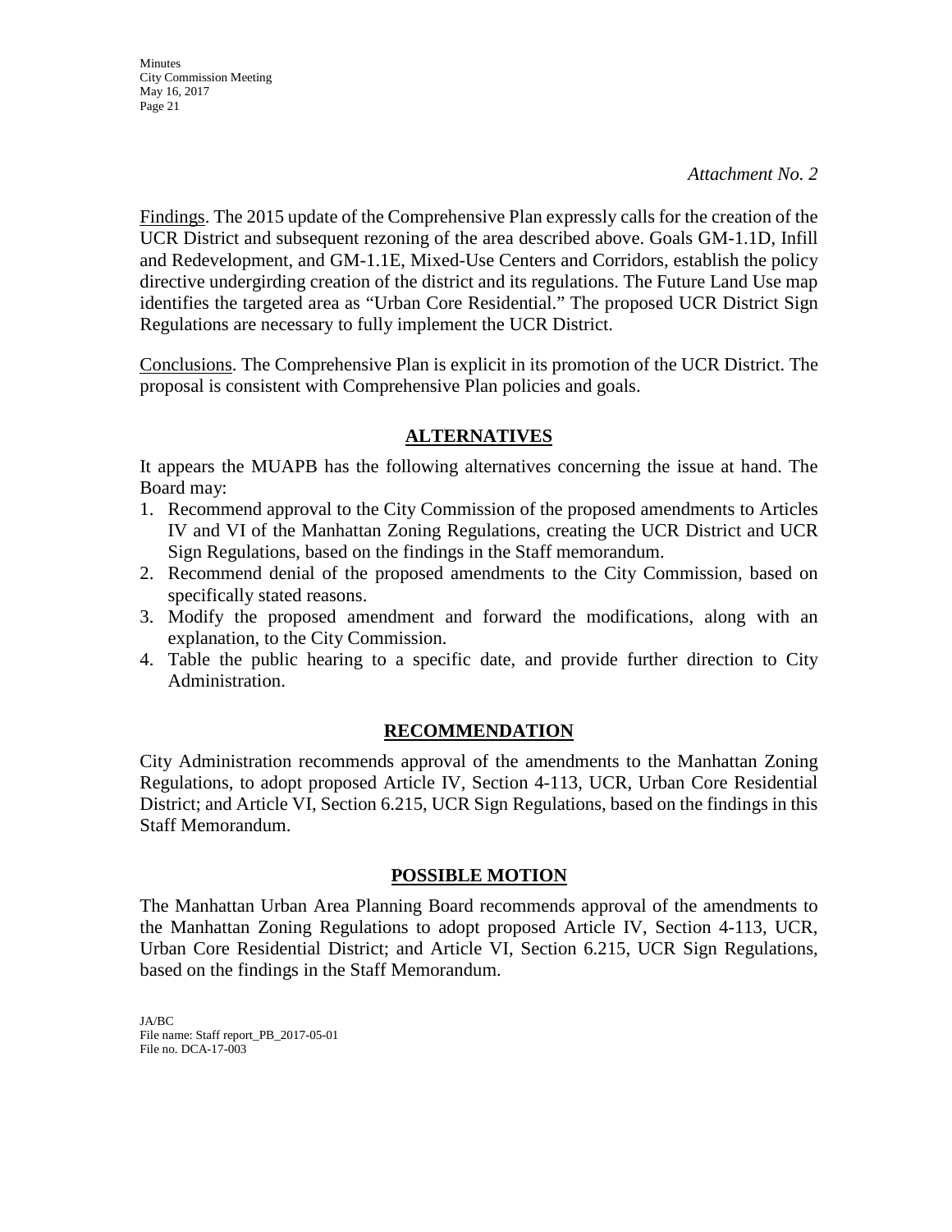*Attachment No. 2*

Findings. The 2015 update of the Comprehensive Plan expressly calls for the creation of the UCR District and subsequent rezoning of the area described above. Goals GM-1.1D, Infill and Redevelopment, and GM-1.1E, Mixed-Use Centers and Corridors, establish the policy directive undergirding creation of the district and its regulations. The Future Land Use map identifies the targeted area as "Urban Core Residential." The proposed UCR District Sign Regulations are necessary to fully implement the UCR District.

Conclusions. The Comprehensive Plan is explicit in its promotion of the UCR District. The proposal is consistent with Comprehensive Plan policies and goals.

## ALTERNATIVES

It appears the MUAPB has the following alternatives concerning the issue at hand. The Board may:

1. Recommend approval to the City Commission of the proposed amendments to Articles IV and VI of the Manhattan Zoning Regulations, creating the UCR District and UCR Sign Regulations, based on the findings in the Staff memorandum.
2. Recommend denial of the proposed amendments to the City Commission, based on specifically stated reasons.
3. Modify the proposed amendment and forward the modifications, along with an explanation, to the City Commission.
4. Table the public hearing to a specific date, and provide further direction to City Administration.

## RECOMMENDATION

City Administration recommends approval of the amendments to the Manhattan Zoning Regulations, to adopt proposed Article IV, Section 4-113, UCR, Urban Core Residential District; and Article VI, Section 6.215, UCR Sign Regulations, based on the findings in this Staff Memorandum.

## POSSIBLE MOTION

The Manhattan Urban Area Planning Board recommends approval of the amendments to the Manhattan Zoning Regulations to adopt proposed Article IV, Section 4-113, UCR, Urban Core Residential District; and Article VI, Section 6.215, UCR Sign Regulations, based on the findings in the Staff Memorandum.

JA/BC
File name: Staff report_PB_2017-05-01
File no. DCA-17-003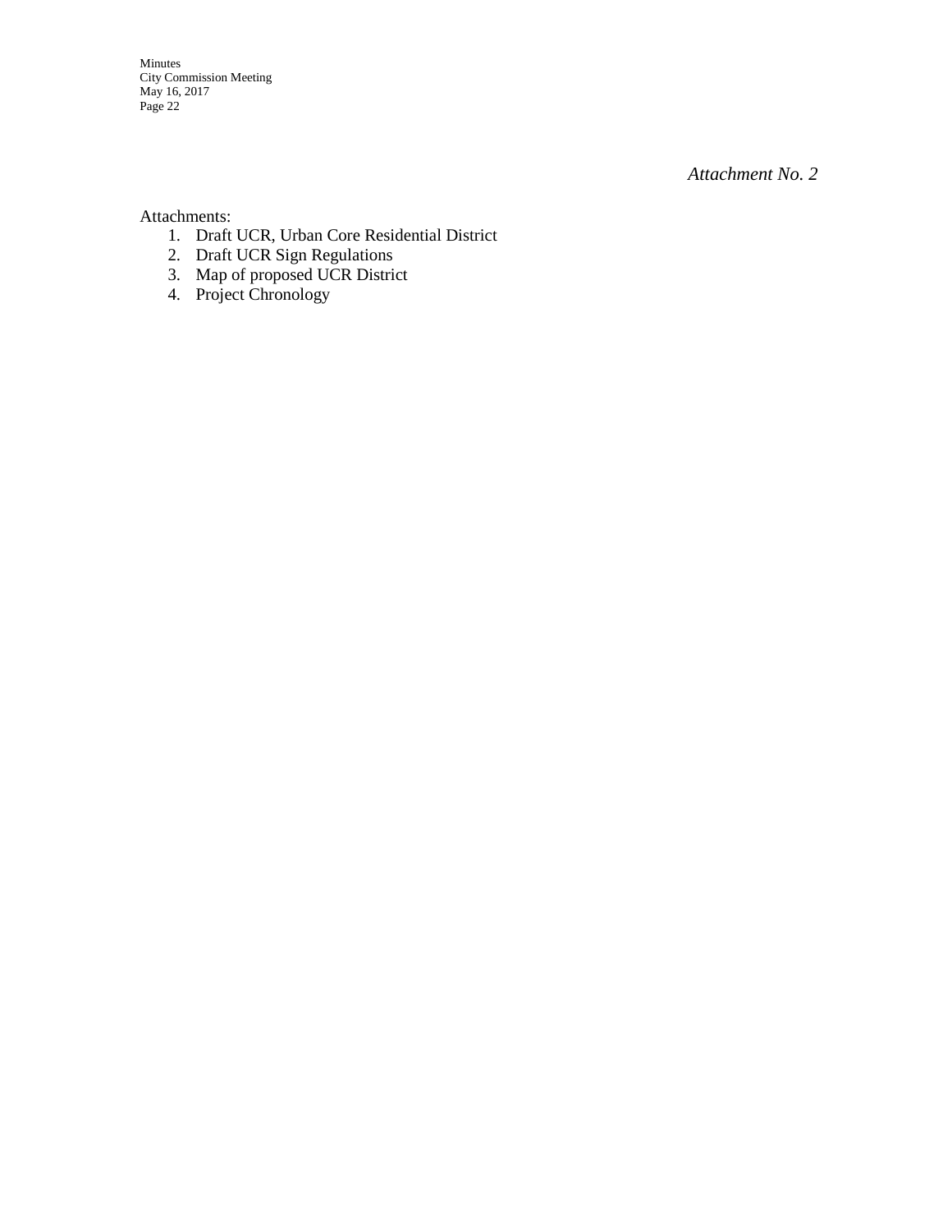*Attachment No. 2*

Attachments:

1. Draft UCR, Urban Core Residential District
2. Draft UCR Sign Regulations
3. Map of proposed UCR District
4. Project Chronology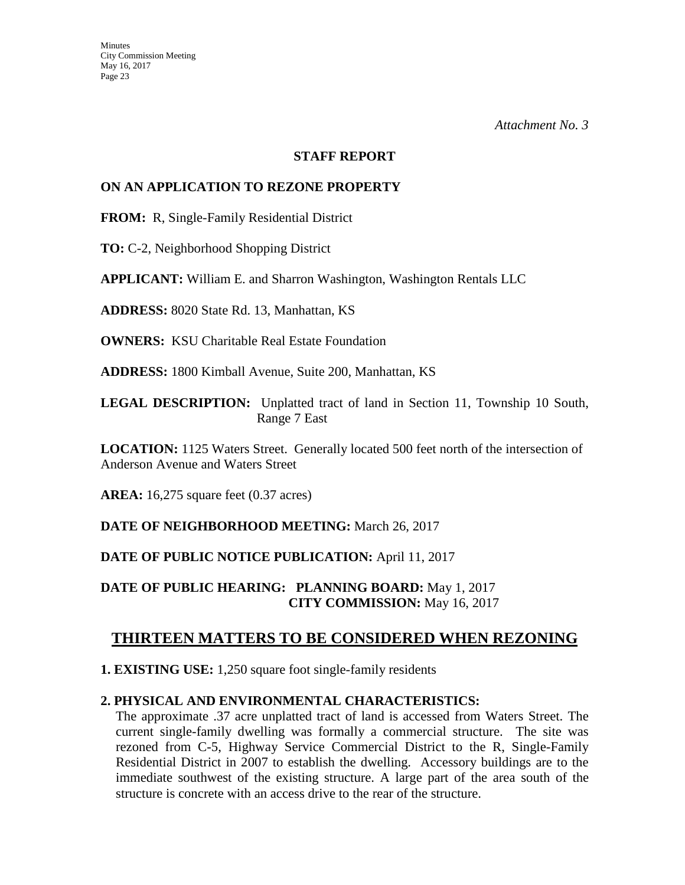*Attachment No. 3*

**STAFF REPORT**

**ON AN APPLICATION TO REZONE PROPERTY**

**FROM:** R, Single-Family Residential District

**TO:** C-2, Neighborhood Shopping District

**APPLICANT:** William E. and Sharron Washington, Washington Rentals LLC

**ADDRESS:** 8020 State Rd. 13, Manhattan, KS

**OWNERS:** KSU Charitable Real Estate Foundation

**ADDRESS:** 1800 Kimball Avenue, Suite 200, Manhattan, KS

**LEGAL DESCRIPTION:** Unplatted tract of land in Section 11, Township 10 South, Range 7 East

**LOCATION:** 1125 Waters Street. Generally located 500 feet north of the intersection of Anderson Avenue and Waters Street

**AREA:** 16,275 square feet (0.37 acres)

**DATE OF NEIGHBORHOOD MEETING:** March 26, 2017

**DATE OF PUBLIC NOTICE PUBLICATION:** April 11, 2017

**DATE OF PUBLIC HEARING: PLANNING BOARD:** May 1, 2017
**CITY COMMISSION:** May 16, 2017

## THIRTEEN MATTERS TO BE CONSIDERED WHEN REZONING

**1. EXISTING USE:** 1,250 square foot single-family residents

**2. PHYSICAL AND ENVIRONMENTAL CHARACTERISTICS:**

The approximate .37 acre unplatted tract of land is accessed from Waters Street. The current single-family dwelling was formally a commercial structure. The site was rezoned from C-5, Highway Service Commercial District to the R, Single-Family Residential District in 2007 to establish the dwelling. Accessory buildings are to the immediate southwest of the existing structure. A large part of the area south of the structure is concrete with an access drive to the rear of the structure.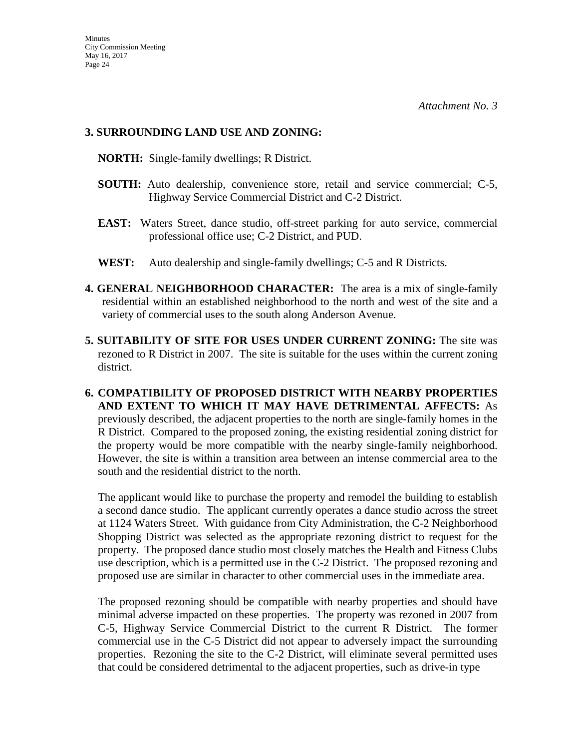*Attachment No. 3*

**3. SURROUNDING LAND USE AND ZONING:**

**NORTH:** Single-family dwellings; R District.

**SOUTH:** Auto dealership, convenience store, retail and service commercial; C-5, Highway Service Commercial District and C-2 District.

**EAST:** Waters Street, dance studio, off-street parking for auto service, commercial professional office use; C-2 District, and PUD.

**WEST:** Auto dealership and single-family dwellings; C-5 and R Districts.

**4. GENERAL NEIGHBORHOOD CHARACTER:** The area is a mix of single-family residential within an established neighborhood to the north and west of the site and a variety of commercial uses to the south along Anderson Avenue.

**5. SUITABILITY OF SITE FOR USES UNDER CURRENT ZONING:** The site was rezoned to R District in 2007. The site is suitable for the uses within the current zoning district.

**6. COMPATIBILITY OF PROPOSED DISTRICT WITH NEARBY PROPERTIES AND EXTENT TO WHICH IT MAY HAVE DETRIMENTAL AFFECTS:** As previously described, the adjacent properties to the north are single-family homes in the R District. Compared to the proposed zoning, the existing residential zoning district for the property would be more compatible with the nearby single-family neighborhood. However, the site is within a transition area between an intense commercial area to the south and the residential district to the north.

The applicant would like to purchase the property and remodel the building to establish a second dance studio. The applicant currently operates a dance studio across the street at 1124 Waters Street. With guidance from City Administration, the C-2 Neighborhood Shopping District was selected as the appropriate rezoning district to request for the property. The proposed dance studio most closely matches the Health and Fitness Clubs use description, which is a permitted use in the C-2 District. The proposed rezoning and proposed use are similar in character to other commercial uses in the immediate area.

The proposed rezoning should be compatible with nearby properties and should have minimal adverse impacted on these properties. The property was rezoned in 2007 from C-5, Highway Service Commercial District to the current R District. The former commercial use in the C-5 District did not appear to adversely impact the surrounding properties. Rezoning the site to the C-2 District, will eliminate several permitted uses that could be considered detrimental to the adjacent properties, such as drive-in type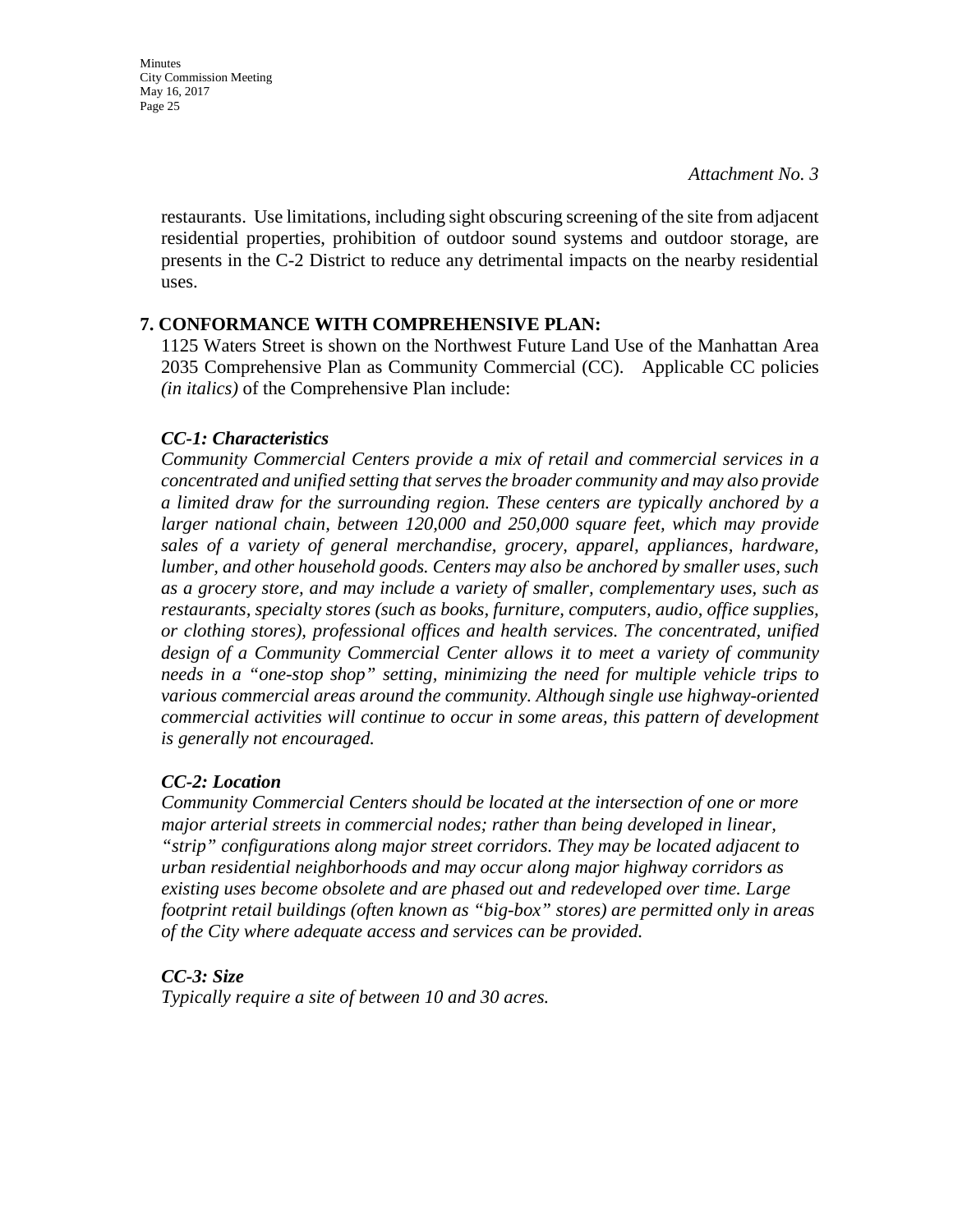*Attachment No. 3*

restaurants. Use limitations, including sight obscuring screening of the site from adjacent residential properties, prohibition of outdoor sound systems and outdoor storage, are presents in the C-2 District to reduce any detrimental impacts on the nearby residential uses.

**7. CONFORMANCE WITH COMPREHENSIVE PLAN:**

1125 Waters Street is shown on the Northwest Future Land Use of the Manhattan Area 2035 Comprehensive Plan as Community Commercial (CC). Applicable CC policies *(in italics)* of the Comprehensive Plan include:

***CC-1: Characteristics***

*Community Commercial Centers provide a mix of retail and commercial services in a concentrated and unified setting that serves the broader community and may also provide a limited draw for the surrounding region. These centers are typically anchored by a larger national chain, between 120,000 and 250,000 square feet, which may provide sales of a variety of general merchandise, grocery, apparel, appliances, hardware, lumber, and other household goods. Centers may also be anchored by smaller uses, such as a grocery store, and may include a variety of smaller, complementary uses, such as restaurants, specialty stores (such as books, furniture, computers, audio, office supplies, or clothing stores), professional offices and health services. The concentrated, unified design of a Community Commercial Center allows it to meet a variety of community needs in a "one-stop shop" setting, minimizing the need for multiple vehicle trips to various commercial areas around the community. Although single use highway-oriented commercial activities will continue to occur in some areas, this pattern of development is generally not encouraged.*

***CC-2: Location***

*Community Commercial Centers should be located at the intersection of one or more major arterial streets in commercial nodes; rather than being developed in linear, "strip" configurations along major street corridors. They may be located adjacent to urban residential neighborhoods and may occur along major highway corridors as existing uses become obsolete and are phased out and redeveloped over time. Large footprint retail buildings (often known as "big-box" stores) are permitted only in areas of the City where adequate access and services can be provided.*

***CC-3: Size***

*Typically require a site of between 10 and 30 acres.*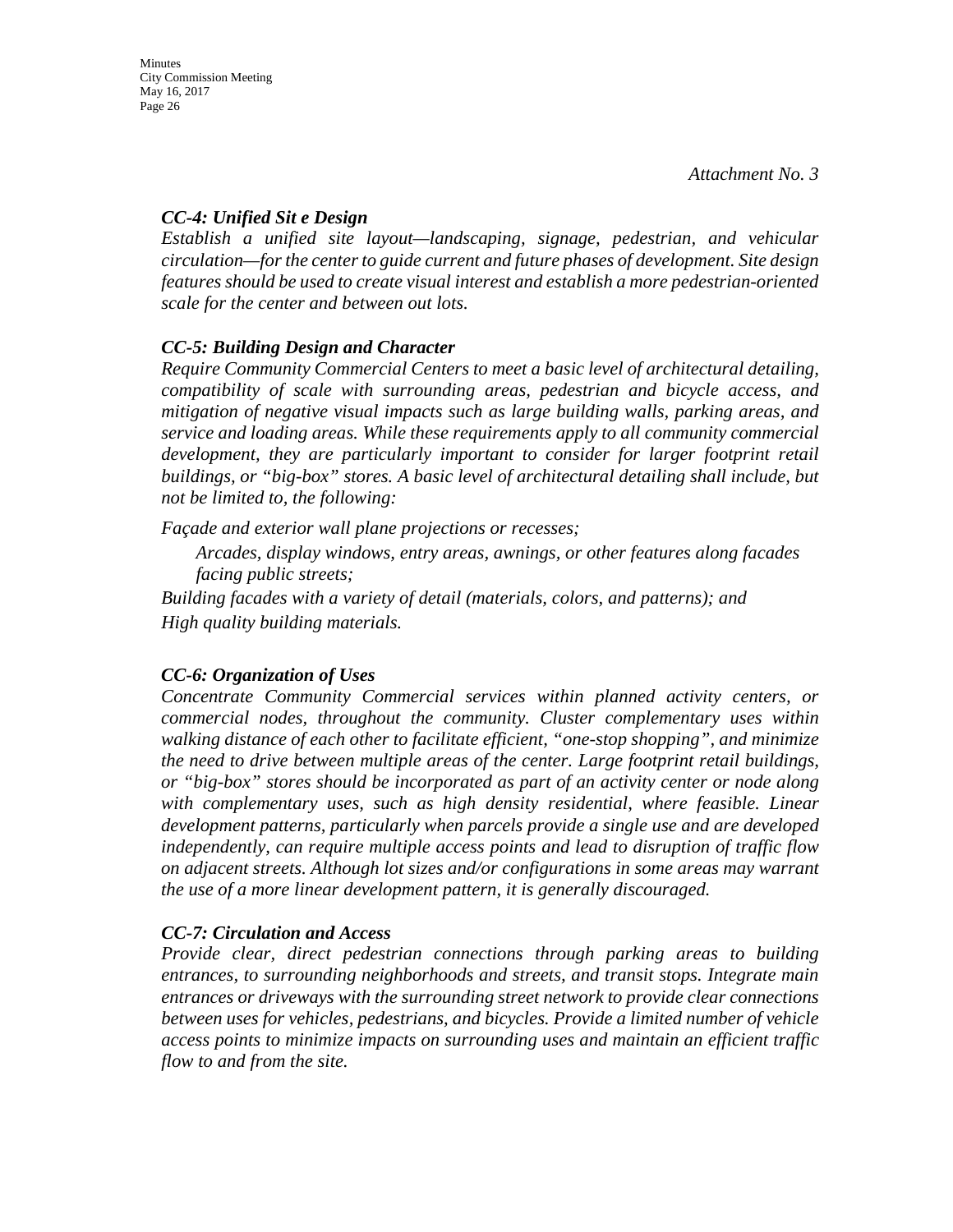*Attachment No. 3*

***CC-4: Unified Sit e Design***

*Establish a unified site layout—landscaping, signage, pedestrian, and vehicular circulation—for the center to guide current and future phases of development. Site design features should be used to create visual interest and establish a more pedestrian-oriented scale for the center and between out lots.*

***CC-5: Building Design and Character***

*Require Community Commercial Centers to meet a basic level of architectural detailing, compatibility of scale with surrounding areas, pedestrian and bicycle access, and mitigation of negative visual impacts such as large building walls, parking areas, and service and loading areas. While these requirements apply to all community commercial development, they are particularly important to consider for larger footprint retail buildings, or "big-box" stores. A basic level of architectural detailing shall include, but not be limited to, the following:*

*Façade and exterior wall plane projections or recesses;*

*Arcades, display windows, entry areas, awnings, or other features along facades facing public streets;*

*Building facades with a variety of detail (materials, colors, and patterns); and*

*High quality building materials.*

***CC-6: Organization of Uses***

*Concentrate Community Commercial services within planned activity centers, or commercial nodes, throughout the community. Cluster complementary uses within walking distance of each other to facilitate efficient, "one-stop shopping", and minimize the need to drive between multiple areas of the center. Large footprint retail buildings, or "big-box" stores should be incorporated as part of an activity center or node along with complementary uses, such as high density residential, where feasible. Linear development patterns, particularly when parcels provide a single use and are developed independently, can require multiple access points and lead to disruption of traffic flow on adjacent streets. Although lot sizes and/or configurations in some areas may warrant the use of a more linear development pattern, it is generally discouraged.*

***CC-7: Circulation and Access***

*Provide clear, direct pedestrian connections through parking areas to building entrances, to surrounding neighborhoods and streets, and transit stops. Integrate main entrances or driveways with the surrounding street network to provide clear connections between uses for vehicles, pedestrians, and bicycles. Provide a limited number of vehicle access points to minimize impacts on surrounding uses and maintain an efficient traffic flow to and from the site.*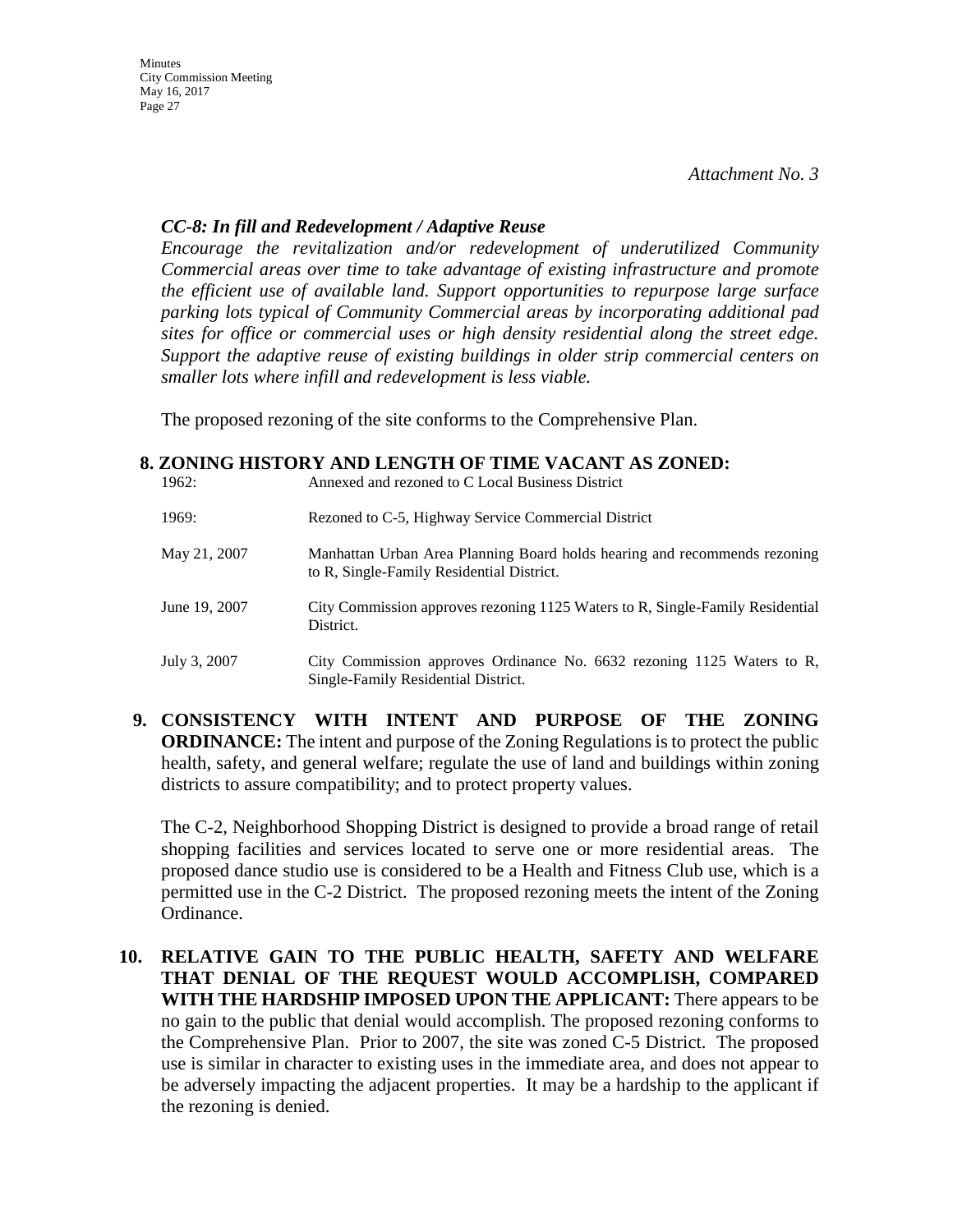*Attachment No. 3*

***CC-8: In fill and Redevelopment / Adaptive Reuse***

*Encourage the revitalization and/or redevelopment of underutilized Community Commercial areas over time to take advantage of existing infrastructure and promote the efficient use of available land. Support opportunities to repurpose large surface parking lots typical of Community Commercial areas by incorporating additional pad sites for office or commercial uses or high density residential along the street edge. Support the adaptive reuse of existing buildings in older strip commercial centers on smaller lots where infill and redevelopment is less viable.*

The proposed rezoning of the site conforms to the Comprehensive Plan.

**8. ZONING HISTORY AND LENGTH OF TIME VACANT AS ZONED:**

| | |
|---|---|
| 1962: | Annexed and rezoned to C Local Business District |
| 1969: | Rezoned to C-5, Highway Service Commercial District |
| May 21, 2007 | Manhattan Urban Area Planning Board holds hearing and recommends rezoning to R, Single-Family Residential District. |
| June 19, 2007 | City Commission approves rezoning 1125 Waters to R, Single-Family Residential District. |
| July 3, 2007 | City Commission approves Ordinance No. 6632 rezoning 1125 Waters to R, Single-Family Residential District. |

**9. CONSISTENCY WITH INTENT AND PURPOSE OF THE ZONING ORDINANCE:** The intent and purpose of the Zoning Regulations is to protect the public health, safety, and general welfare; regulate the use of land and buildings within zoning districts to assure compatibility; and to protect property values.

The C-2, Neighborhood Shopping District is designed to provide a broad range of retail shopping facilities and services located to serve one or more residential areas. The proposed dance studio use is considered to be a Health and Fitness Club use, which is a permitted use in the C-2 District. The proposed rezoning meets the intent of the Zoning Ordinance.

**10. RELATIVE GAIN TO THE PUBLIC HEALTH, SAFETY AND WELFARE THAT DENIAL OF THE REQUEST WOULD ACCOMPLISH, COMPARED WITH THE HARDSHIP IMPOSED UPON THE APPLICANT:** There appears to be no gain to the public that denial would accomplish. The proposed rezoning conforms to the Comprehensive Plan. Prior to 2007, the site was zoned C-5 District. The proposed use is similar in character to existing uses in the immediate area, and does not appear to be adversely impacting the adjacent properties. It may be a hardship to the applicant if the rezoning is denied.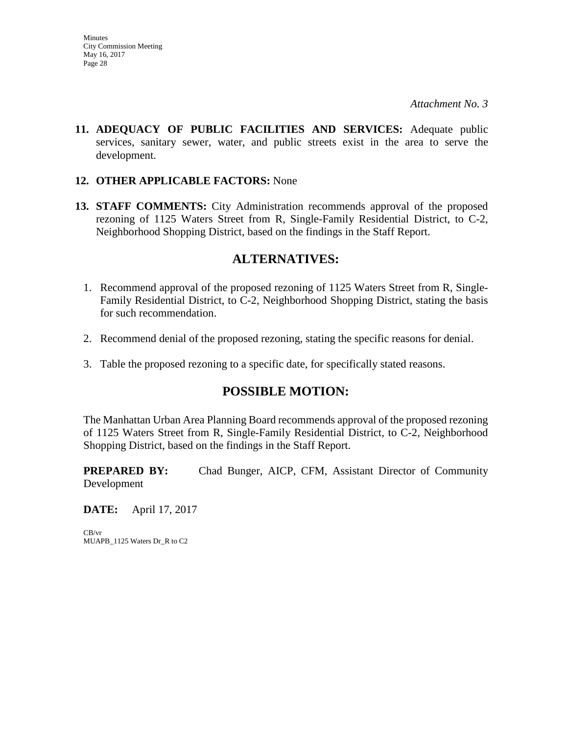*Attachment No. 3*

**11. ADEQUACY OF PUBLIC FACILITIES AND SERVICES:** Adequate public services, sanitary sewer, water, and public streets exist in the area to serve the development.

**12. OTHER APPLICABLE FACTORS:** None

**13. STAFF COMMENTS:** City Administration recommends approval of the proposed rezoning of 1125 Waters Street from R, Single-Family Residential District, to C-2, Neighborhood Shopping District, based on the findings in the Staff Report.

## ALTERNATIVES:

1. Recommend approval of the proposed rezoning of 1125 Waters Street from R, Single-Family Residential District, to C-2, Neighborhood Shopping District, stating the basis for such recommendation.

2. Recommend denial of the proposed rezoning, stating the specific reasons for denial.

3. Table the proposed rezoning to a specific date, for specifically stated reasons.

## POSSIBLE MOTION:

The Manhattan Urban Area Planning Board recommends approval of the proposed rezoning of 1125 Waters Street from R, Single-Family Residential District, to C-2, Neighborhood Shopping District, based on the findings in the Staff Report.

**PREPARED BY:** Chad Bunger, AICP, CFM, Assistant Director of Community Development

**DATE:** April 17, 2017

CB/vr
MUAPB_1125 Waters Dr_R to C2